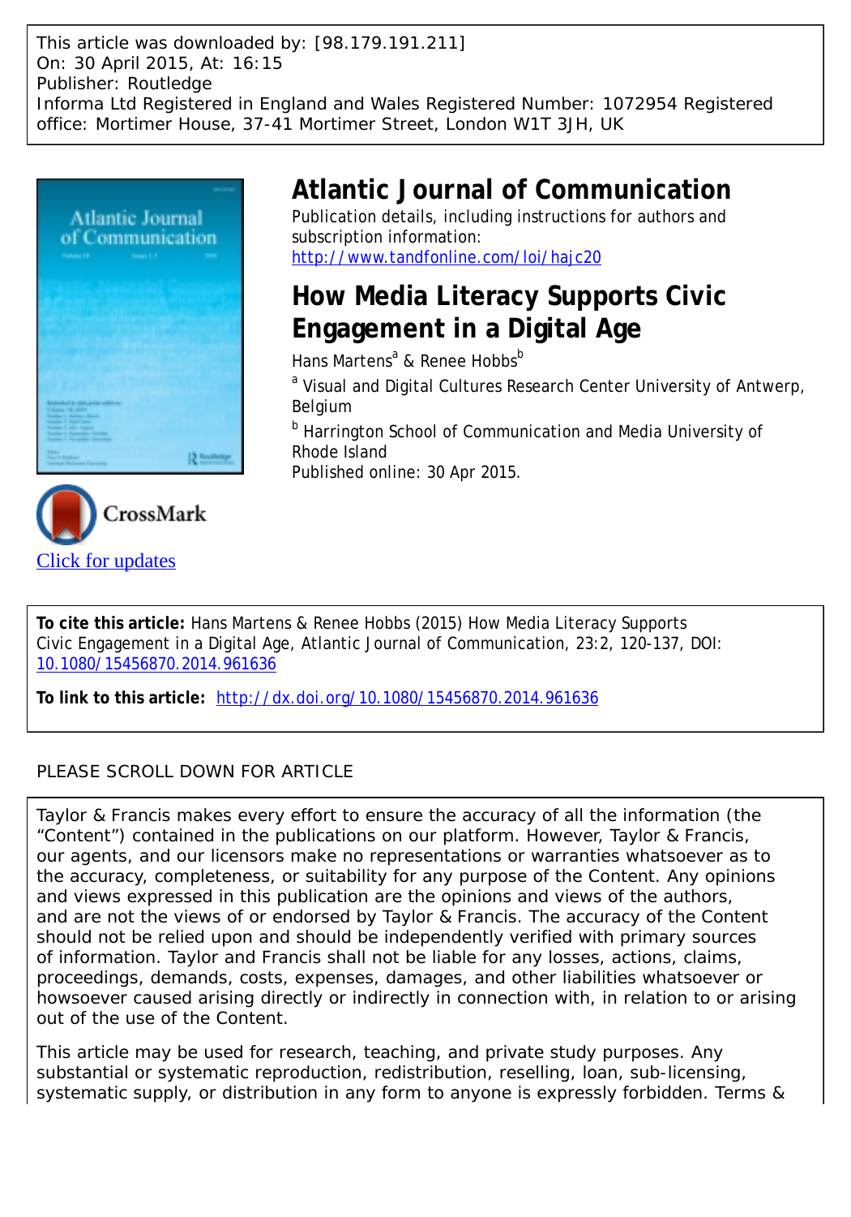This article was downloaded by: [98.179.191.211]
On: 30 April 2015, At: 16:15
Publisher: Routledge
Informa Ltd Registered in England and Wales Registered Number: 1072954 Registered office: Mortimer House, 37-41 Mortimer Street, London W1T 3JH, UK

# Atlantic Journal of Communication

Publication details, including instructions for authors and subscription information:
http://www.tandfonline.com/loi/hajc20

## How Media Literacy Supports Civic Engagement in a Digital Age

Hans Martens[a] & Renee Hobbs[b]

[a] Visual and Digital Cultures Research Center University of Antwerp, Belgium

[b] Harrington School of Communication and Media University of Rhode Island

Published online: 30 Apr 2015.

Click for updates

**To cite this article:** Hans Martens & Renee Hobbs (2015) How Media Literacy Supports Civic Engagement in a Digital Age, Atlantic Journal of Communication, 23:2, 120-137, DOI: 10.1080/15456870.2014.961636

**To link to this article:** http://dx.doi.org/10.1080/15456870.2014.961636

PLEASE SCROLL DOWN FOR ARTICLE

Taylor & Francis makes every effort to ensure the accuracy of all the information (the "Content") contained in the publications on our platform. However, Taylor & Francis, our agents, and our licensors make no representations or warranties whatsoever as to the accuracy, completeness, or suitability for any purpose of the Content. Any opinions and views expressed in this publication are the opinions and views of the authors, and are not the views of or endorsed by Taylor & Francis. The accuracy of the Content should not be relied upon and should be independently verified with primary sources of information. Taylor and Francis shall not be liable for any losses, actions, claims, proceedings, demands, costs, expenses, damages, and other liabilities whatsoever or howsoever caused arising directly or indirectly in connection with, in relation to or arising out of the use of the Content.

This article may be used for research, teaching, and private study purposes. Any substantial or systematic reproduction, redistribution, reselling, loan, sub-licensing, systematic supply, or distribution in any form to anyone is expressly forbidden. Terms &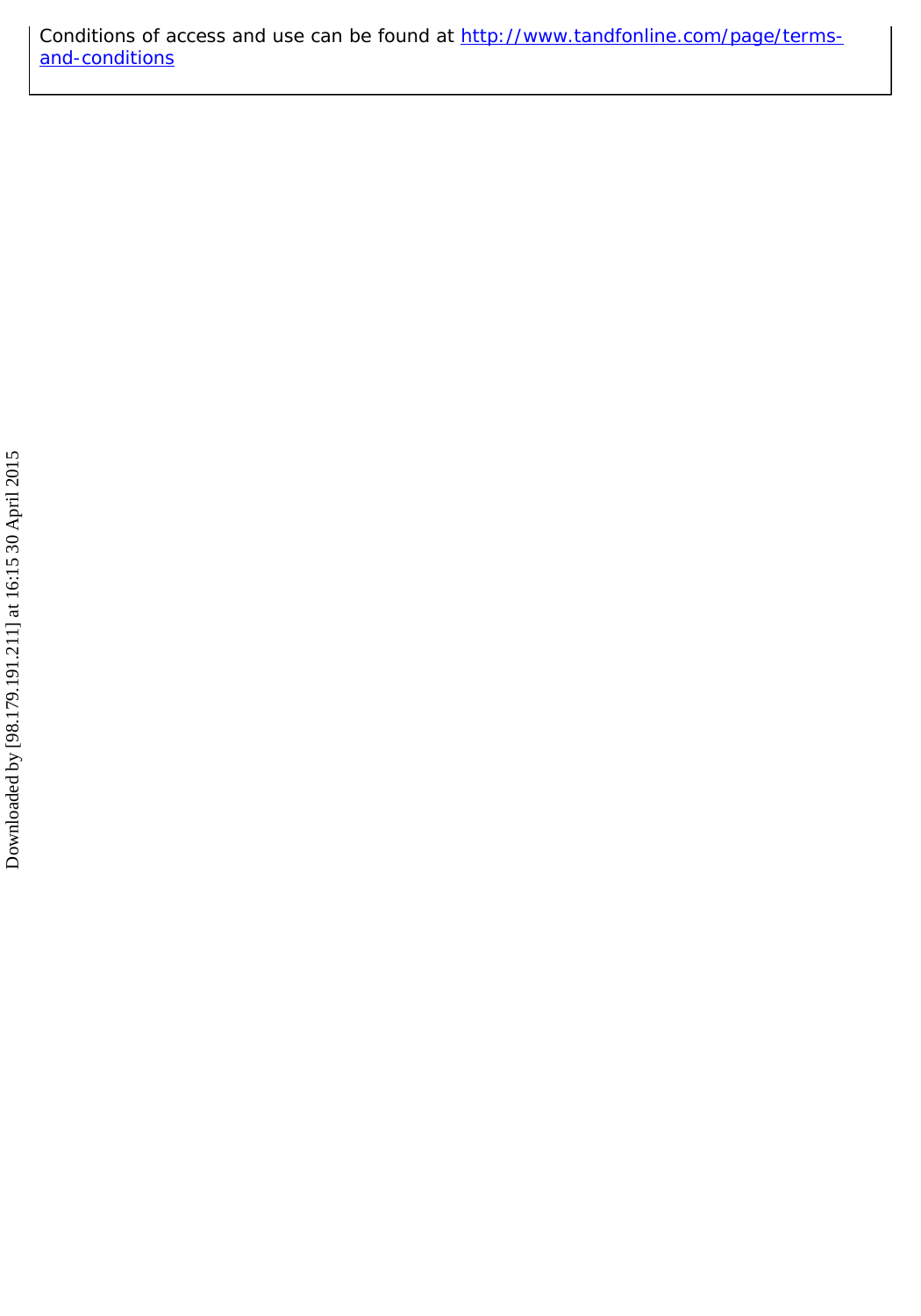Conditions of access and use can be found at http://www.tandfonline.com/page/terms-and-conditions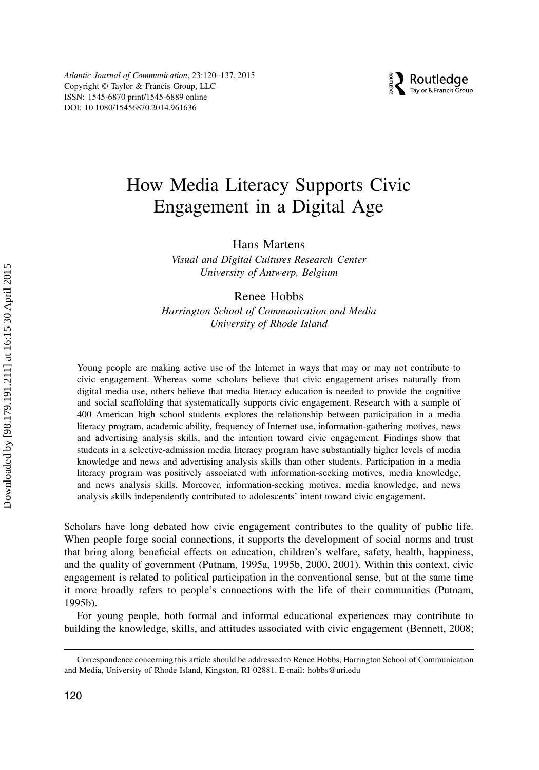# How Media Literacy Supports Civic Engagement in a Digital Age

Hans Martens

*Visual and Digital Cultures Research Center*
*University of Antwerp, Belgium*

Renee Hobbs

*Harrington School of Communication and Media*
*University of Rhode Island*

Young people are making active use of the Internet in ways that may or may not contribute to civic engagement. Whereas some scholars believe that civic engagement arises naturally from digital media use, others believe that media literacy education is needed to provide the cognitive and social scaffolding that systematically supports civic engagement. Research with a sample of 400 American high school students explores the relationship between participation in a media literacy program, academic ability, frequency of Internet use, information-gathering motives, news and advertising analysis skills, and the intention toward civic engagement. Findings show that students in a selective-admission media literacy program have substantially higher levels of media knowledge and news and advertising analysis skills than other students. Participation in a media literacy program was positively associated with information-seeking motives, media knowledge, and news analysis skills. Moreover, information-seeking motives, media knowledge, and news analysis skills independently contributed to adolescents' intent toward civic engagement.

Scholars have long debated how civic engagement contributes to the quality of public life. When people forge social connections, it supports the development of social norms and trust that bring along beneficial effects on education, children's welfare, safety, health, happiness, and the quality of government (Putnam, 1995a, 1995b, 2000, 2001). Within this context, civic engagement is related to political participation in the conventional sense, but at the same time it more broadly refers to people's connections with the life of their communities (Putnam, 1995b).

For young people, both formal and informal educational experiences may contribute to building the knowledge, skills, and attitudes associated with civic engagement (Bennett, 2008;

Correspondence concerning this article should be addressed to Renee Hobbs, Harrington School of Communication and Media, University of Rhode Island, Kingston, RI 02881. E-mail: hobbs@uri.edu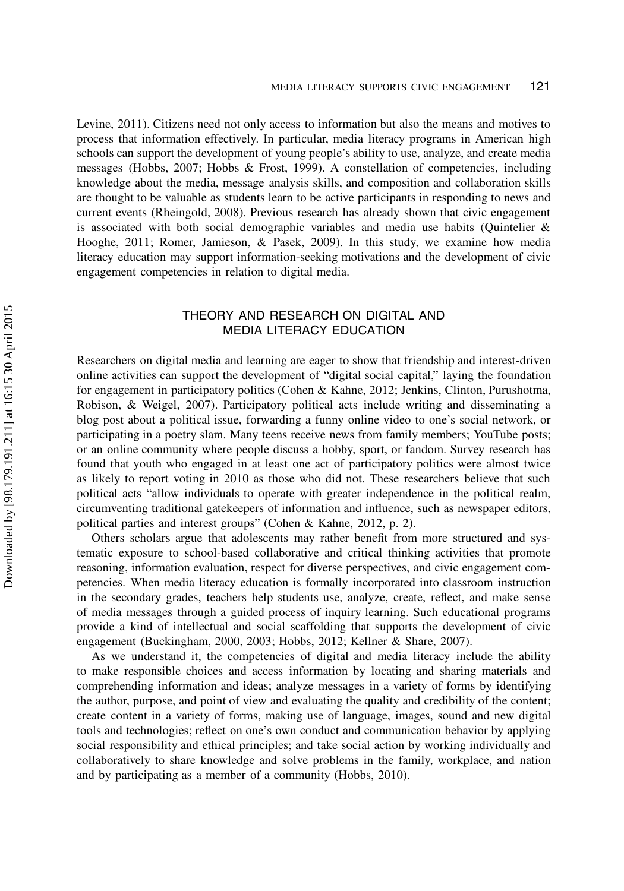Levine, 2011). Citizens need not only access to information but also the means and motives to process that information effectively. In particular, media literacy programs in American high schools can support the development of young people's ability to use, analyze, and create media messages (Hobbs, 2007; Hobbs & Frost, 1999). A constellation of competencies, including knowledge about the media, message analysis skills, and composition and collaboration skills are thought to be valuable as students learn to be active participants in responding to news and current events (Rheingold, 2008). Previous research has already shown that civic engagement is associated with both social demographic variables and media use habits (Quintelier & Hooghe, 2011; Romer, Jamieson, & Pasek, 2009). In this study, we examine how media literacy education may support information-seeking motivations and the development of civic engagement competencies in relation to digital media.

## THEORY AND RESEARCH ON DIGITAL AND MEDIA LITERACY EDUCATION

Researchers on digital media and learning are eager to show that friendship and interest-driven online activities can support the development of "digital social capital," laying the foundation for engagement in participatory politics (Cohen & Kahne, 2012; Jenkins, Clinton, Purushotma, Robison, & Weigel, 2007). Participatory political acts include writing and disseminating a blog post about a political issue, forwarding a funny online video to one's social network, or participating in a poetry slam. Many teens receive news from family members; YouTube posts; or an online community where people discuss a hobby, sport, or fandom. Survey research has found that youth who engaged in at least one act of participatory politics were almost twice as likely to report voting in 2010 as those who did not. These researchers believe that such political acts "allow individuals to operate with greater independence in the political realm, circumventing traditional gatekeepers of information and influence, such as newspaper editors, political parties and interest groups" (Cohen & Kahne, 2012, p. 2).

Others scholars argue that adolescents may rather benefit from more structured and systematic exposure to school-based collaborative and critical thinking activities that promote reasoning, information evaluation, respect for diverse perspectives, and civic engagement competencies. When media literacy education is formally incorporated into classroom instruction in the secondary grades, teachers help students use, analyze, create, reflect, and make sense of media messages through a guided process of inquiry learning. Such educational programs provide a kind of intellectual and social scaffolding that supports the development of civic engagement (Buckingham, 2000, 2003; Hobbs, 2012; Kellner & Share, 2007).

As we understand it, the competencies of digital and media literacy include the ability to make responsible choices and access information by locating and sharing materials and comprehending information and ideas; analyze messages in a variety of forms by identifying the author, purpose, and point of view and evaluating the quality and credibility of the content; create content in a variety of forms, making use of language, images, sound and new digital tools and technologies; reflect on one's own conduct and communication behavior by applying social responsibility and ethical principles; and take social action by working individually and collaboratively to share knowledge and solve problems in the family, workplace, and nation and by participating as a member of a community (Hobbs, 2010).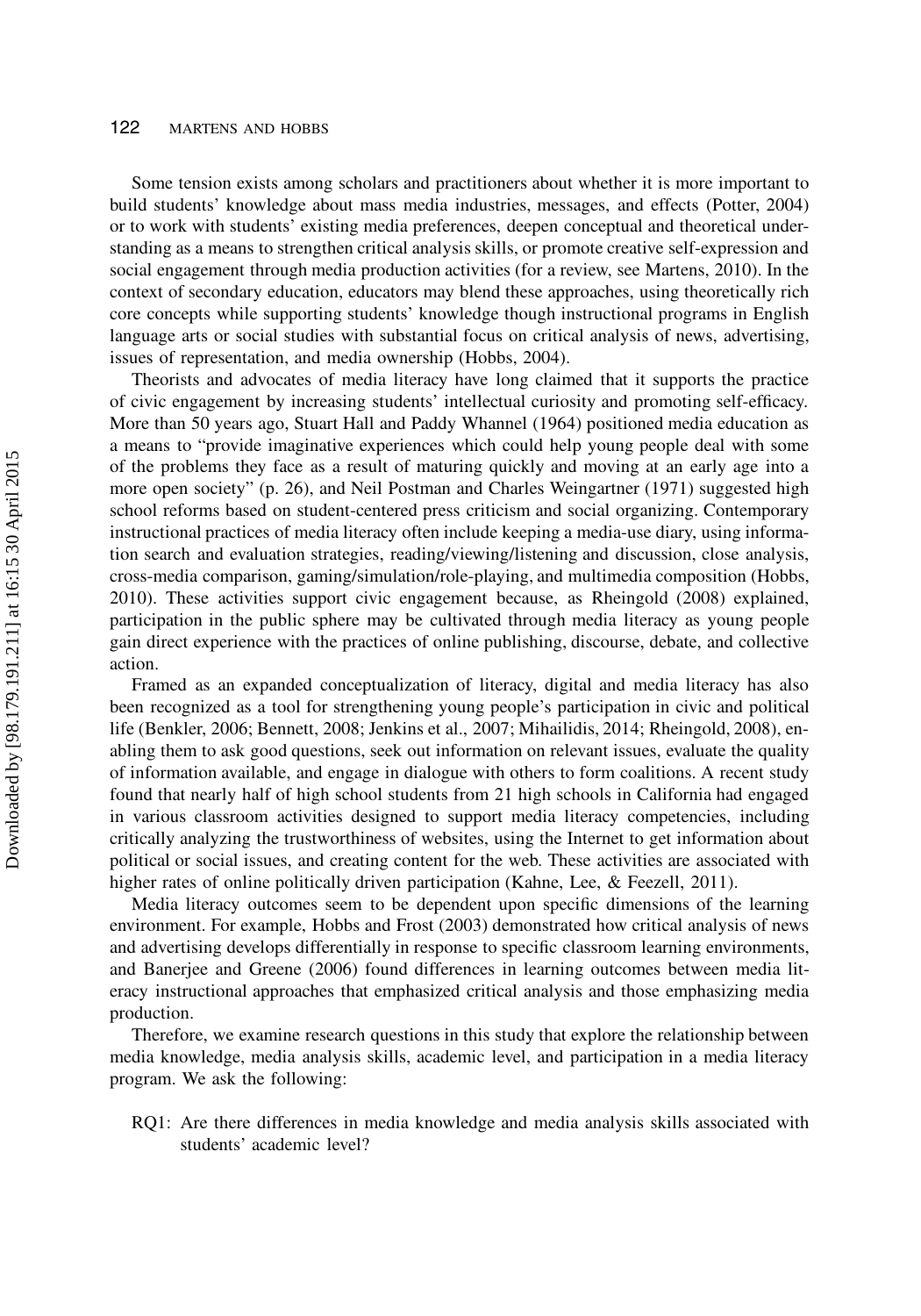Some tension exists among scholars and practitioners about whether it is more important to build students' knowledge about mass media industries, messages, and effects (Potter, 2004) or to work with students' existing media preferences, deepen conceptual and theoretical understanding as a means to strengthen critical analysis skills, or promote creative self-expression and social engagement through media production activities (for a review, see Martens, 2010). In the context of secondary education, educators may blend these approaches, using theoretically rich core concepts while supporting students' knowledge though instructional programs in English language arts or social studies with substantial focus on critical analysis of news, advertising, issues of representation, and media ownership (Hobbs, 2004).

Theorists and advocates of media literacy have long claimed that it supports the practice of civic engagement by increasing students' intellectual curiosity and promoting self-efficacy. More than 50 years ago, Stuart Hall and Paddy Whannel (1964) positioned media education as a means to "provide imaginative experiences which could help young people deal with some of the problems they face as a result of maturing quickly and moving at an early age into a more open society" (p. 26), and Neil Postman and Charles Weingartner (1971) suggested high school reforms based on student-centered press criticism and social organizing. Contemporary instructional practices of media literacy often include keeping a media-use diary, using information search and evaluation strategies, reading/viewing/listening and discussion, close analysis, cross-media comparison, gaming/simulation/role-playing, and multimedia composition (Hobbs, 2010). These activities support civic engagement because, as Rheingold (2008) explained, participation in the public sphere may be cultivated through media literacy as young people gain direct experience with the practices of online publishing, discourse, debate, and collective action.

Framed as an expanded conceptualization of literacy, digital and media literacy has also been recognized as a tool for strengthening young people's participation in civic and political life (Benkler, 2006; Bennett, 2008; Jenkins et al., 2007; Mihailidis, 2014; Rheingold, 2008), enabling them to ask good questions, seek out information on relevant issues, evaluate the quality of information available, and engage in dialogue with others to form coalitions. A recent study found that nearly half of high school students from 21 high schools in California had engaged in various classroom activities designed to support media literacy competencies, including critically analyzing the trustworthiness of websites, using the Internet to get information about political or social issues, and creating content for the web. These activities are associated with higher rates of online politically driven participation (Kahne, Lee, & Feezell, 2011).

Media literacy outcomes seem to be dependent upon specific dimensions of the learning environment. For example, Hobbs and Frost (2003) demonstrated how critical analysis of news and advertising develops differentially in response to specific classroom learning environments, and Banerjee and Greene (2006) found differences in learning outcomes between media literacy instructional approaches that emphasized critical analysis and those emphasizing media production.

Therefore, we examine research questions in this study that explore the relationship between media knowledge, media analysis skills, academic level, and participation in a media literacy program. We ask the following:

RQ1: Are there differences in media knowledge and media analysis skills associated with students' academic level?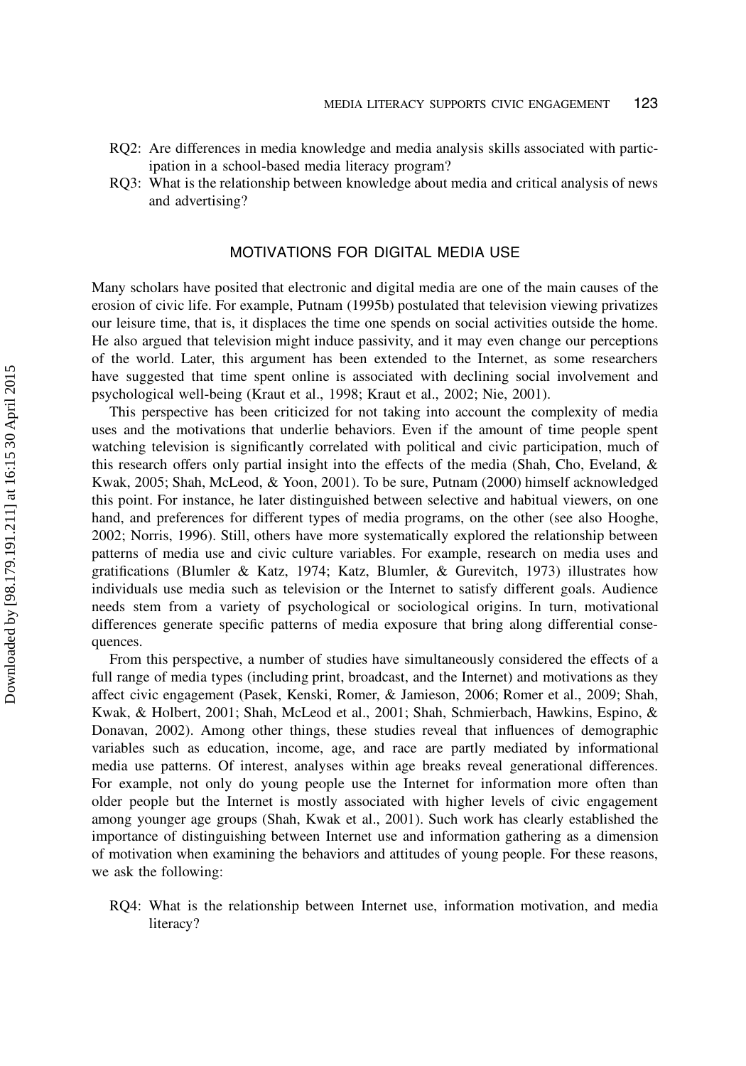RQ2: Are differences in media knowledge and media analysis skills associated with participation in a school-based media literacy program?

RQ3: What is the relationship between knowledge about media and critical analysis of news and advertising?

## MOTIVATIONS FOR DIGITAL MEDIA USE

Many scholars have posited that electronic and digital media are one of the main causes of the erosion of civic life. For example, Putnam (1995b) postulated that television viewing privatizes our leisure time, that is, it displaces the time one spends on social activities outside the home. He also argued that television might induce passivity, and it may even change our perceptions of the world. Later, this argument has been extended to the Internet, as some researchers have suggested that time spent online is associated with declining social involvement and psychological well-being (Kraut et al., 1998; Kraut et al., 2002; Nie, 2001).

This perspective has been criticized for not taking into account the complexity of media uses and the motivations that underlie behaviors. Even if the amount of time people spent watching television is significantly correlated with political and civic participation, much of this research offers only partial insight into the effects of the media (Shah, Cho, Eveland, & Kwak, 2005; Shah, McLeod, & Yoon, 2001). To be sure, Putnam (2000) himself acknowledged this point. For instance, he later distinguished between selective and habitual viewers, on one hand, and preferences for different types of media programs, on the other (see also Hooghe, 2002; Norris, 1996). Still, others have more systematically explored the relationship between patterns of media use and civic culture variables. For example, research on media uses and gratifications (Blumler & Katz, 1974; Katz, Blumler, & Gurevitch, 1973) illustrates how individuals use media such as television or the Internet to satisfy different goals. Audience needs stem from a variety of psychological or sociological origins. In turn, motivational differences generate specific patterns of media exposure that bring along differential consequences.

From this perspective, a number of studies have simultaneously considered the effects of a full range of media types (including print, broadcast, and the Internet) and motivations as they affect civic engagement (Pasek, Kenski, Romer, & Jamieson, 2006; Romer et al., 2009; Shah, Kwak, & Holbert, 2001; Shah, McLeod et al., 2001; Shah, Schmierbach, Hawkins, Espino, & Donavan, 2002). Among other things, these studies reveal that influences of demographic variables such as education, income, age, and race are partly mediated by informational media use patterns. Of interest, analyses within age breaks reveal generational differences. For example, not only do young people use the Internet for information more often than older people but the Internet is mostly associated with higher levels of civic engagement among younger age groups (Shah, Kwak et al., 2001). Such work has clearly established the importance of distinguishing between Internet use and information gathering as a dimension of motivation when examining the behaviors and attitudes of young people. For these reasons, we ask the following:

RQ4: What is the relationship between Internet use, information motivation, and media literacy?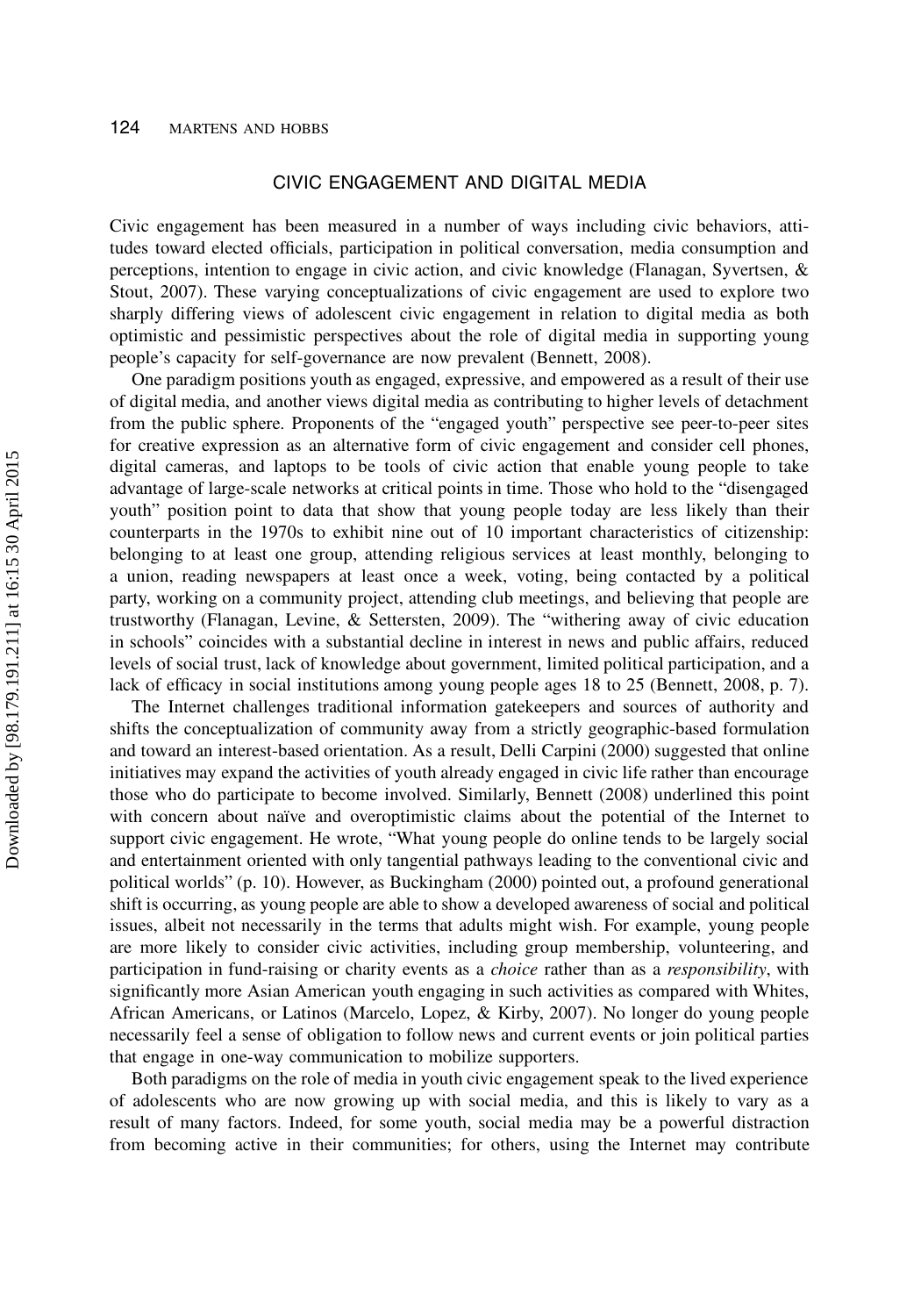## CIVIC ENGAGEMENT AND DIGITAL MEDIA

Civic engagement has been measured in a number of ways including civic behaviors, attitudes toward elected officials, participation in political conversation, media consumption and perceptions, intention to engage in civic action, and civic knowledge (Flanagan, Syvertsen, & Stout, 2007). These varying conceptualizations of civic engagement are used to explore two sharply differing views of adolescent civic engagement in relation to digital media as both optimistic and pessimistic perspectives about the role of digital media in supporting young people's capacity for self-governance are now prevalent (Bennett, 2008).

One paradigm positions youth as engaged, expressive, and empowered as a result of their use of digital media, and another views digital media as contributing to higher levels of detachment from the public sphere. Proponents of the "engaged youth" perspective see peer-to-peer sites for creative expression as an alternative form of civic engagement and consider cell phones, digital cameras, and laptops to be tools of civic action that enable young people to take advantage of large-scale networks at critical points in time. Those who hold to the "disengaged youth" position point to data that show that young people today are less likely than their counterparts in the 1970s to exhibit nine out of 10 important characteristics of citizenship: belonging to at least one group, attending religious services at least monthly, belonging to a union, reading newspapers at least once a week, voting, being contacted by a political party, working on a community project, attending club meetings, and believing that people are trustworthy (Flanagan, Levine, & Settersten, 2009). The "withering away of civic education in schools" coincides with a substantial decline in interest in news and public affairs, reduced levels of social trust, lack of knowledge about government, limited political participation, and a lack of efficacy in social institutions among young people ages 18 to 25 (Bennett, 2008, p. 7).

The Internet challenges traditional information gatekeepers and sources of authority and shifts the conceptualization of community away from a strictly geographic-based formulation and toward an interest-based orientation. As a result, Delli Carpini (2000) suggested that online initiatives may expand the activities of youth already engaged in civic life rather than encourage those who do participate to become involved. Similarly, Bennett (2008) underlined this point with concern about naïve and overoptimistic claims about the potential of the Internet to support civic engagement. He wrote, "What young people do online tends to be largely social and entertainment oriented with only tangential pathways leading to the conventional civic and political worlds" (p. 10). However, as Buckingham (2000) pointed out, a profound generational shift is occurring, as young people are able to show a developed awareness of social and political issues, albeit not necessarily in the terms that adults might wish. For example, young people are more likely to consider civic activities, including group membership, volunteering, and participation in fund-raising or charity events as a *choice* rather than as a *responsibility*, with significantly more Asian American youth engaging in such activities as compared with Whites, African Americans, or Latinos (Marcelo, Lopez, & Kirby, 2007). No longer do young people necessarily feel a sense of obligation to follow news and current events or join political parties that engage in one-way communication to mobilize supporters.

Both paradigms on the role of media in youth civic engagement speak to the lived experience of adolescents who are now growing up with social media, and this is likely to vary as a result of many factors. Indeed, for some youth, social media may be a powerful distraction from becoming active in their communities; for others, using the Internet may contribute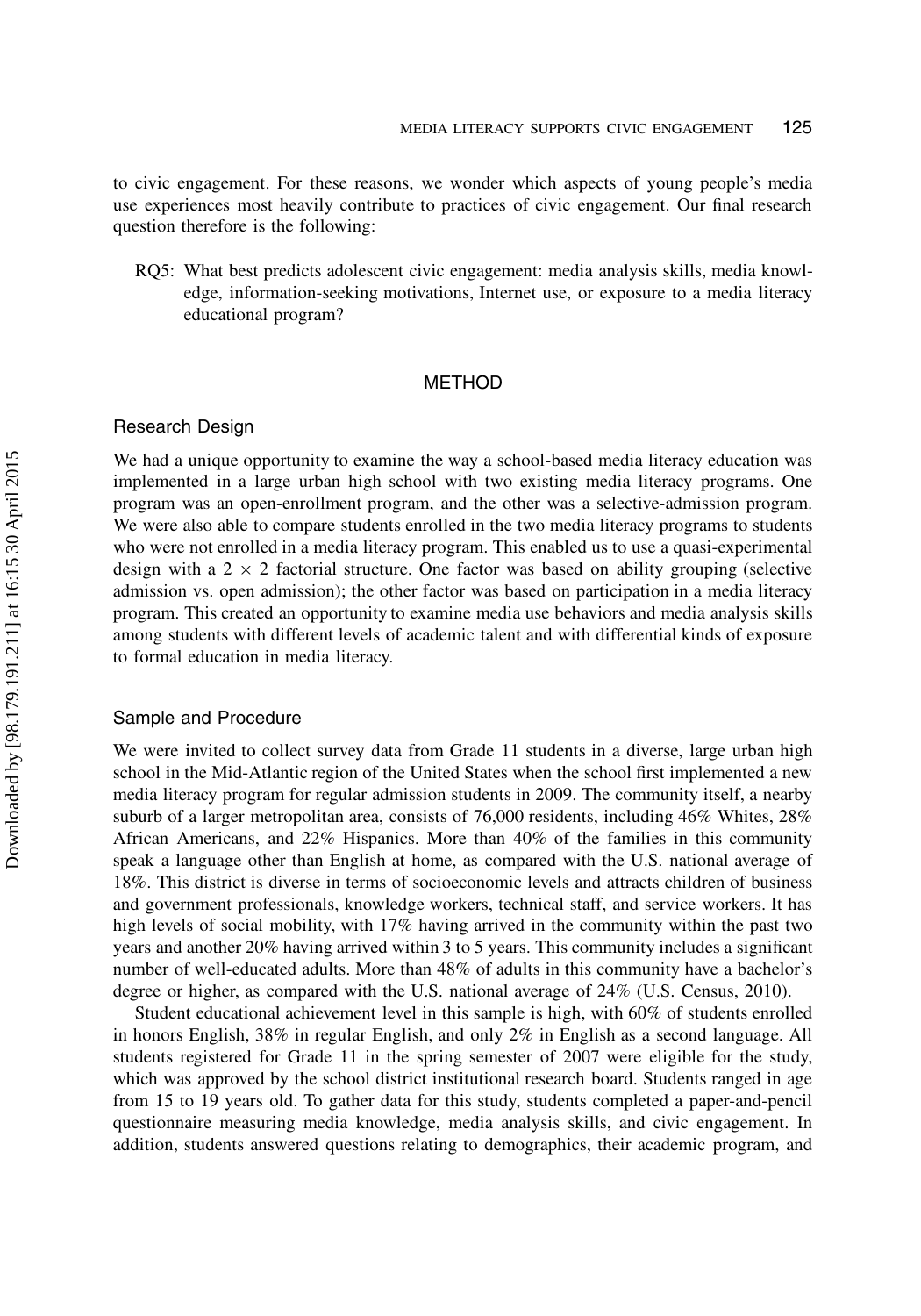to civic engagement. For these reasons, we wonder which aspects of young people's media use experiences most heavily contribute to practices of civic engagement. Our final research question therefore is the following:

> RQ5: What best predicts adolescent civic engagement: media analysis skills, media knowledge, information-seeking motivations, Internet use, or exposure to a media literacy educational program?

## METHOD

### Research Design

We had a unique opportunity to examine the way a school-based media literacy education was implemented in a large urban high school with two existing media literacy programs. One program was an open-enrollment program, and the other was a selective-admission program. We were also able to compare students enrolled in the two media literacy programs to students who were not enrolled in a media literacy program. This enabled us to use a quasi-experimental design with a $2 \times 2$ factorial structure. One factor was based on ability grouping (selective admission vs. open admission); the other factor was based on participation in a media literacy program. This created an opportunity to examine media use behaviors and media analysis skills among students with different levels of academic talent and with differential kinds of exposure to formal education in media literacy.

### Sample and Procedure

We were invited to collect survey data from Grade 11 students in a diverse, large urban high school in the Mid-Atlantic region of the United States when the school first implemented a new media literacy program for regular admission students in 2009. The community itself, a nearby suburb of a larger metropolitan area, consists of 76,000 residents, including 46% Whites, 28% African Americans, and 22% Hispanics. More than 40% of the families in this community speak a language other than English at home, as compared with the U.S. national average of 18%. This district is diverse in terms of socioeconomic levels and attracts children of business and government professionals, knowledge workers, technical staff, and service workers. It has high levels of social mobility, with 17% having arrived in the community within the past two years and another 20% having arrived within 3 to 5 years. This community includes a significant number of well-educated adults. More than 48% of adults in this community have a bachelor's degree or higher, as compared with the U.S. national average of 24% (U.S. Census, 2010).

Student educational achievement level in this sample is high, with 60% of students enrolled in honors English, 38% in regular English, and only 2% in English as a second language. All students registered for Grade 11 in the spring semester of 2007 were eligible for the study, which was approved by the school district institutional research board. Students ranged in age from 15 to 19 years old. To gather data for this study, students completed a paper-and-pencil questionnaire measuring media knowledge, media analysis skills, and civic engagement. In addition, students answered questions relating to demographics, their academic program, and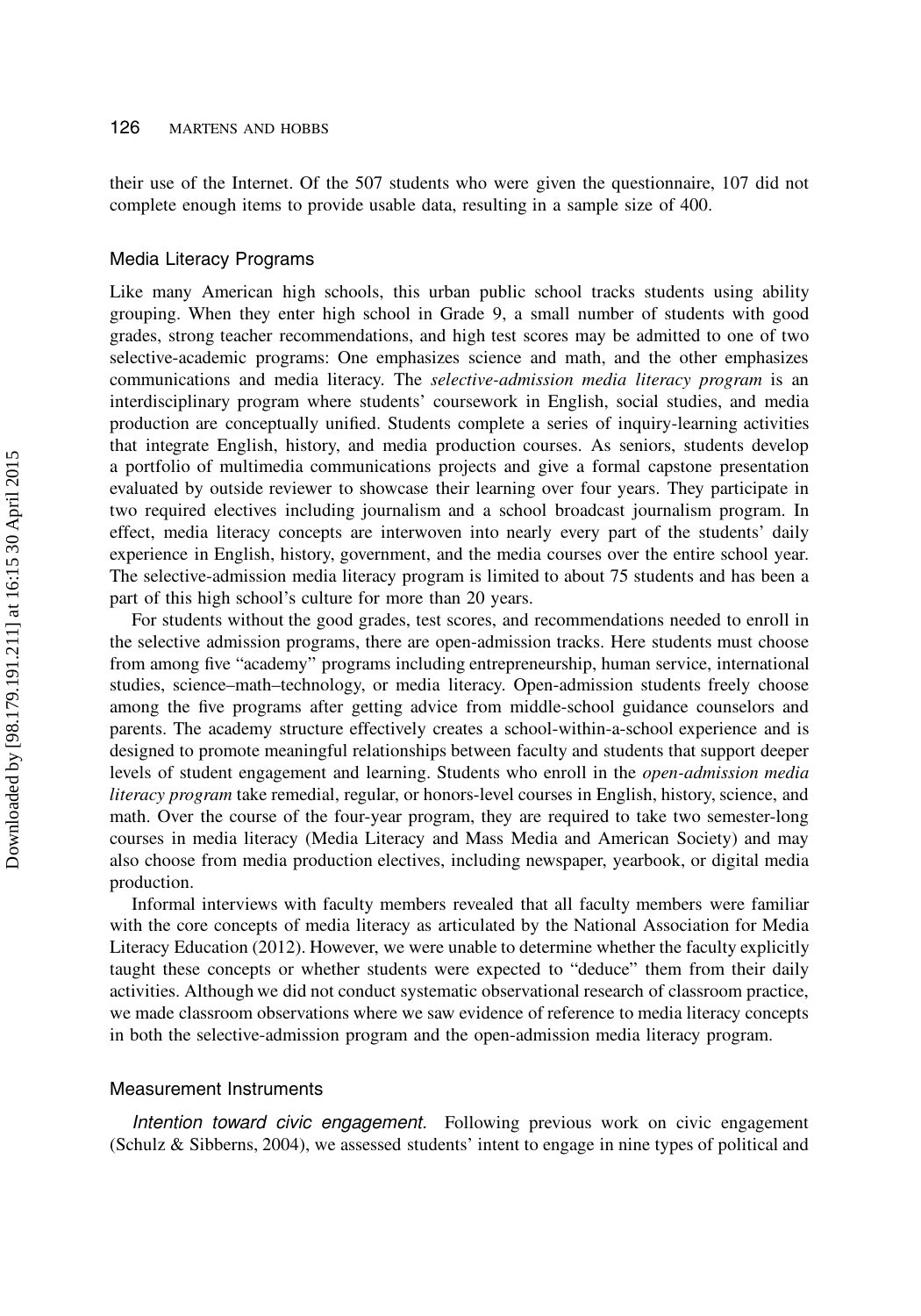their use of the Internet. Of the 507 students who were given the questionnaire, 107 did not complete enough items to provide usable data, resulting in a sample size of 400.

### Media Literacy Programs

Like many American high schools, this urban public school tracks students using ability grouping. When they enter high school in Grade 9, a small number of students with good grades, strong teacher recommendations, and high test scores may be admitted to one of two selective-academic programs: One emphasizes science and math, and the other emphasizes communications and media literacy. The *selective-admission media literacy program* is an interdisciplinary program where students' coursework in English, social studies, and media production are conceptually unified. Students complete a series of inquiry-learning activities that integrate English, history, and media production courses. As seniors, students develop a portfolio of multimedia communications projects and give a formal capstone presentation evaluated by outside reviewer to showcase their learning over four years. They participate in two required electives including journalism and a school broadcast journalism program. In effect, media literacy concepts are interwoven into nearly every part of the students' daily experience in English, history, government, and the media courses over the entire school year. The selective-admission media literacy program is limited to about 75 students and has been a part of this high school's culture for more than 20 years.

For students without the good grades, test scores, and recommendations needed to enroll in the selective admission programs, there are open-admission tracks. Here students must choose from among five "academy" programs including entrepreneurship, human service, international studies, science–math–technology, or media literacy. Open-admission students freely choose among the five programs after getting advice from middle-school guidance counselors and parents. The academy structure effectively creates a school-within-a-school experience and is designed to promote meaningful relationships between faculty and students that support deeper levels of student engagement and learning. Students who enroll in the *open-admission media literacy program* take remedial, regular, or honors-level courses in English, history, science, and math. Over the course of the four-year program, they are required to take two semester-long courses in media literacy (Media Literacy and Mass Media and American Society) and may also choose from media production electives, including newspaper, yearbook, or digital media production.

Informal interviews with faculty members revealed that all faculty members were familiar with the core concepts of media literacy as articulated by the National Association for Media Literacy Education (2012). However, we were unable to determine whether the faculty explicitly taught these concepts or whether students were expected to "deduce" them from their daily activities. Although we did not conduct systematic observational research of classroom practice, we made classroom observations where we saw evidence of reference to media literacy concepts in both the selective-admission program and the open-admission media literacy program.

### Measurement Instruments

*Intention toward civic engagement.* Following previous work on civic engagement (Schulz & Sibberns, 2004), we assessed students' intent to engage in nine types of political and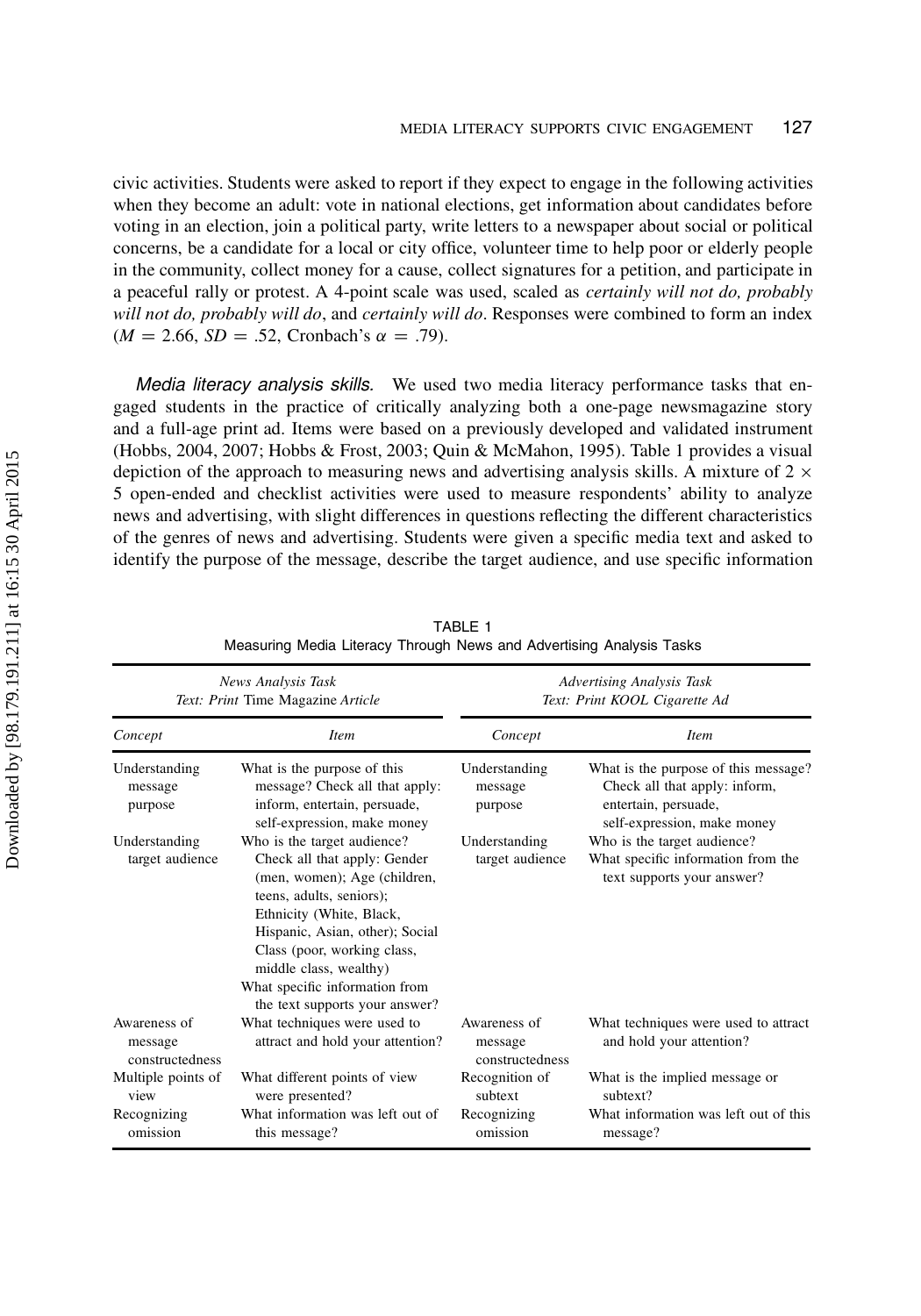civic activities. Students were asked to report if they expect to engage in the following activities when they become an adult: vote in national elections, get information about candidates before voting in an election, join a political party, write letters to a newspaper about social or political concerns, be a candidate for a local or city office, volunteer time to help poor or elderly people in the community, collect money for a cause, collect signatures for a petition, and participate in a peaceful rally or protest. A 4-point scale was used, scaled as *certainly will not do, probably will not do, probably will do*, and *certainly will do*. Responses were combined to form an index ($M = 2.66$, $SD = .52$, Cronbach's $\alpha = .79$).

*Media literacy analysis skills.* We used two media literacy performance tasks that engaged students in the practice of critically analyzing both a one-page newsmagazine story and a full-age print ad. Items were based on a previously developed and validated instrument (Hobbs, 2004, 2007; Hobbs & Frost, 2003; Quin & McMahon, 1995). Table 1 provides a visual depiction of the approach to measuring news and advertising analysis skills. A mixture of $2 \times 5$ open-ended and checklist activities were used to measure respondents' ability to analyze news and advertising, with slight differences in questions reflecting the different characteristics of the genres of news and advertising. Students were given a specific media text and asked to identify the purpose of the message, describe the target audience, and use specific information

TABLE 1
Measuring Media Literacy Through News and Advertising Analysis Tasks

| *News Analysis Task* *Text: Print* Time Magazine *Article* | | *Advertising Analysis Task* *Text: Print KOOL Cigarette Ad* | |
|---|---|---|---|
| *Concept* | *Item* | *Concept* | *Item* |
| Understanding message purpose | What is the purpose of this message? Check all that apply: inform, entertain, persuade, self-expression, make money | Understanding message purpose | What is the purpose of this message? Check all that apply: inform, entertain, persuade, self-expression, make money |
| Understanding target audience | Who is the target audience? Check all that apply: Gender (men, women); Age (children, teens, adults, seniors); Ethnicity (White, Black, Hispanic, Asian, other); Social Class (poor, working class, middle class, wealthy) What specific information from the text supports your answer? | Understanding target audience | Who is the target audience? What specific information from the text supports your answer? |
| Awareness of message constructedness | What techniques were used to attract and hold your attention? | Awareness of message constructedness | What techniques were used to attract and hold your attention? |
| Multiple points of view | What different points of view were presented? | Recognition of subtext | What is the implied message or subtext? |
| Recognizing omission | What information was left out of this message? | Recognizing omission | What information was left out of this message? |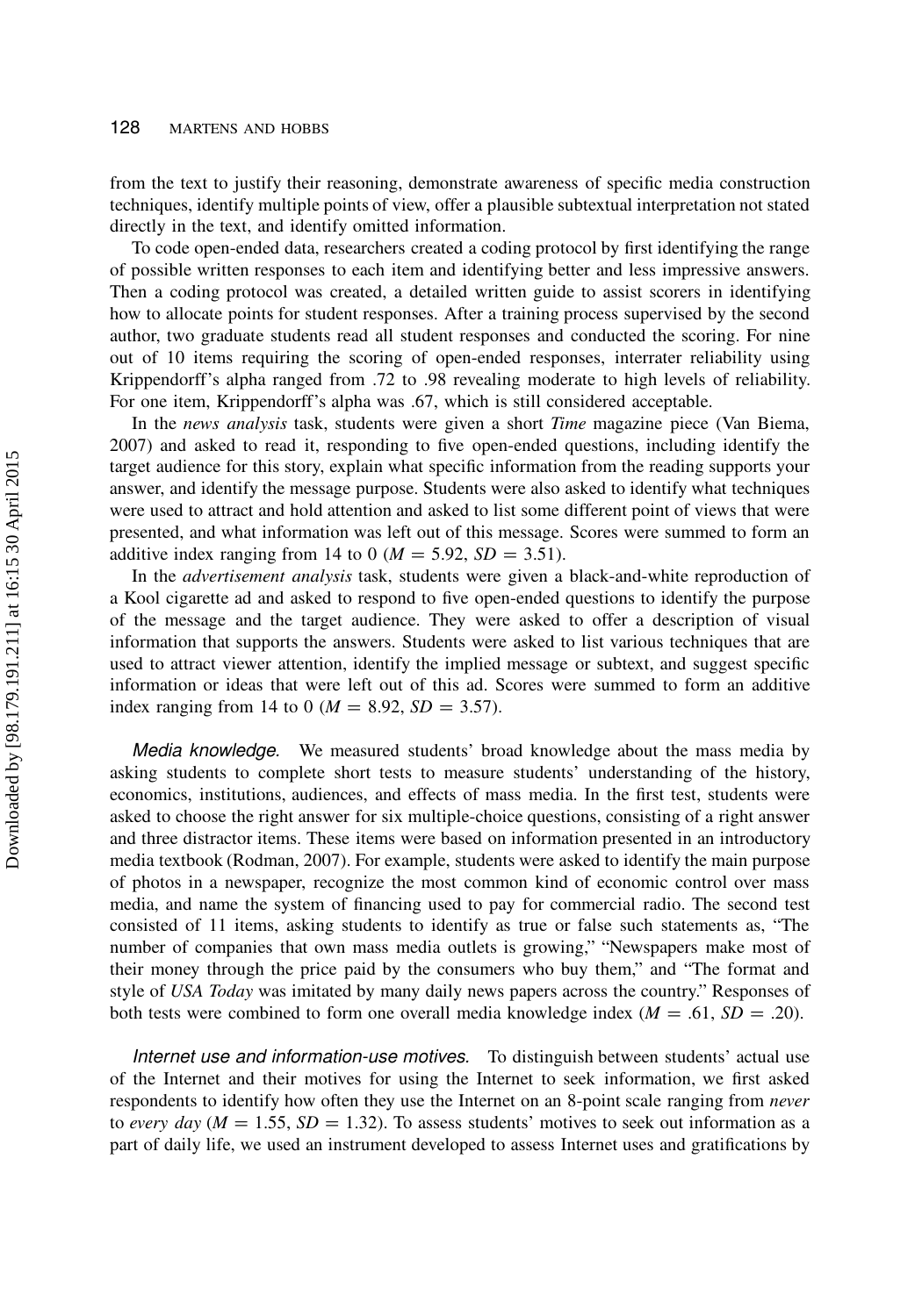from the text to justify their reasoning, demonstrate awareness of specific media construction techniques, identify multiple points of view, offer a plausible subtextual interpretation not stated directly in the text, and identify omitted information.

To code open-ended data, researchers created a coding protocol by first identifying the range of possible written responses to each item and identifying better and less impressive answers. Then a coding protocol was created, a detailed written guide to assist scorers in identifying how to allocate points for student responses. After a training process supervised by the second author, two graduate students read all student responses and conducted the scoring. For nine out of 10 items requiring the scoring of open-ended responses, interrater reliability using Krippendorff's alpha ranged from .72 to .98 revealing moderate to high levels of reliability. For one item, Krippendorff's alpha was .67, which is still considered acceptable.

In the *news analysis* task, students were given a short *Time* magazine piece (Van Biema, 2007) and asked to read it, responding to five open-ended questions, including identify the target audience for this story, explain what specific information from the reading supports your answer, and identify the message purpose. Students were also asked to identify what techniques were used to attract and hold attention and asked to list some different point of views that were presented, and what information was left out of this message. Scores were summed to form an additive index ranging from 14 to 0 ($M = 5.92$, $SD = 3.51$).

In the *advertisement analysis* task, students were given a black-and-white reproduction of a Kool cigarette ad and asked to respond to five open-ended questions to identify the purpose of the message and the target audience. They were asked to offer a description of visual information that supports the answers. Students were asked to list various techniques that are used to attract viewer attention, identify the implied message or subtext, and suggest specific information or ideas that were left out of this ad. Scores were summed to form an additive index ranging from 14 to 0 ($M = 8.92$, $SD = 3.57$).

*Media knowledge.* We measured students' broad knowledge about the mass media by asking students to complete short tests to measure students' understanding of the history, economics, institutions, audiences, and effects of mass media. In the first test, students were asked to choose the right answer for six multiple-choice questions, consisting of a right answer and three distractor items. These items were based on information presented in an introductory media textbook (Rodman, 2007). For example, students were asked to identify the main purpose of photos in a newspaper, recognize the most common kind of economic control over mass media, and name the system of financing used to pay for commercial radio. The second test consisted of 11 items, asking students to identify as true or false such statements as, "The number of companies that own mass media outlets is growing," "Newspapers make most of their money through the price paid by the consumers who buy them," and "The format and style of *USA Today* was imitated by many daily news papers across the country." Responses of both tests were combined to form one overall media knowledge index ($M = .61$, $SD = .20$).

*Internet use and information-use motives.* To distinguish between students' actual use of the Internet and their motives for using the Internet to seek information, we first asked respondents to identify how often they use the Internet on an 8-point scale ranging from *never* to *every day* ($M = 1.55$, $SD = 1.32$). To assess students' motives to seek out information as a part of daily life, we used an instrument developed to assess Internet uses and gratifications by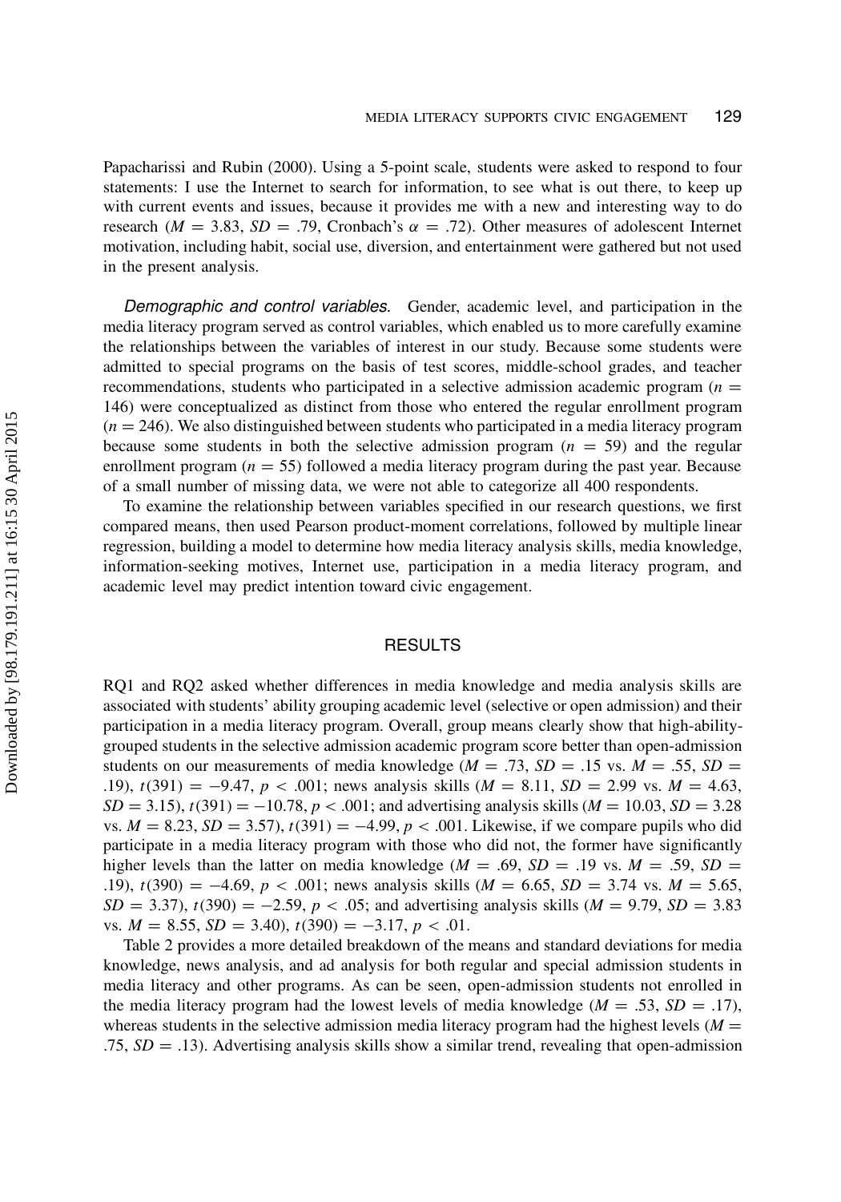Papacharissi and Rubin (2000). Using a 5-point scale, students were asked to respond to four statements: I use the Internet to search for information, to see what is out there, to keep up with current events and issues, because it provides me with a new and interesting way to do research ($M = 3.83$, $SD = .79$, Cronbach's $\alpha = .72$). Other measures of adolescent Internet motivation, including habit, social use, diversion, and entertainment were gathered but not used in the present analysis.

*Demographic and control variables.* Gender, academic level, and participation in the media literacy program served as control variables, which enabled us to more carefully examine the relationships between the variables of interest in our study. Because some students were admitted to special programs on the basis of test scores, middle-school grades, and teacher recommendations, students who participated in a selective admission academic program ($n = 146$) were conceptualized as distinct from those who entered the regular enrollment program ($n = 246$). We also distinguished between students who participated in a media literacy program because some students in both the selective admission program ($n = 59$) and the regular enrollment program ($n = 55$) followed a media literacy program during the past year. Because of a small number of missing data, we were not able to categorize all 400 respondents.

To examine the relationship between variables specified in our research questions, we first compared means, then used Pearson product-moment correlations, followed by multiple linear regression, building a model to determine how media literacy analysis skills, media knowledge, information-seeking motives, Internet use, participation in a media literacy program, and academic level may predict intention toward civic engagement.

## RESULTS

RQ1 and RQ2 asked whether differences in media knowledge and media analysis skills are associated with students' ability grouping academic level (selective or open admission) and their participation in a media literacy program. Overall, group means clearly show that high-ability-grouped students in the selective admission academic program score better than open-admission students on our measurements of media knowledge ($M = .73$, $SD = .15$ vs. $M = .55$, $SD = .19$), $t(391) = -9.47$, $p < .001$; news analysis skills ($M = 8.11$, $SD = 2.99$ vs. $M = 4.63$, $SD = 3.15$), $t(391) = -10.78$, $p < .001$; and advertising analysis skills ($M = 10.03$, $SD = 3.28$ vs. $M = 8.23$, $SD = 3.57$), $t(391) = -4.99$, $p < .001$. Likewise, if we compare pupils who did participate in a media literacy program with those who did not, the former have significantly higher levels than the latter on media knowledge ($M = .69$, $SD = .19$ vs. $M = .59$, $SD = .19$), $t(390) = -4.69$, $p < .001$; news analysis skills ($M = 6.65$, $SD = 3.74$ vs. $M = 5.65$, $SD = 3.37$), $t(390) = -2.59$, $p < .05$; and advertising analysis skills ($M = 9.79$, $SD = 3.83$ vs. $M = 8.55$, $SD = 3.40$), $t(390) = -3.17$, $p < .01$.

Table 2 provides a more detailed breakdown of the means and standard deviations for media knowledge, news analysis, and ad analysis for both regular and special admission students in media literacy and other programs. As can be seen, open-admission students not enrolled in the media literacy program had the lowest levels of media knowledge ($M = .53$, $SD = .17$), whereas students in the selective admission media literacy program had the highest levels ($M = .75$, $SD = .13$). Advertising analysis skills show a similar trend, revealing that open-admission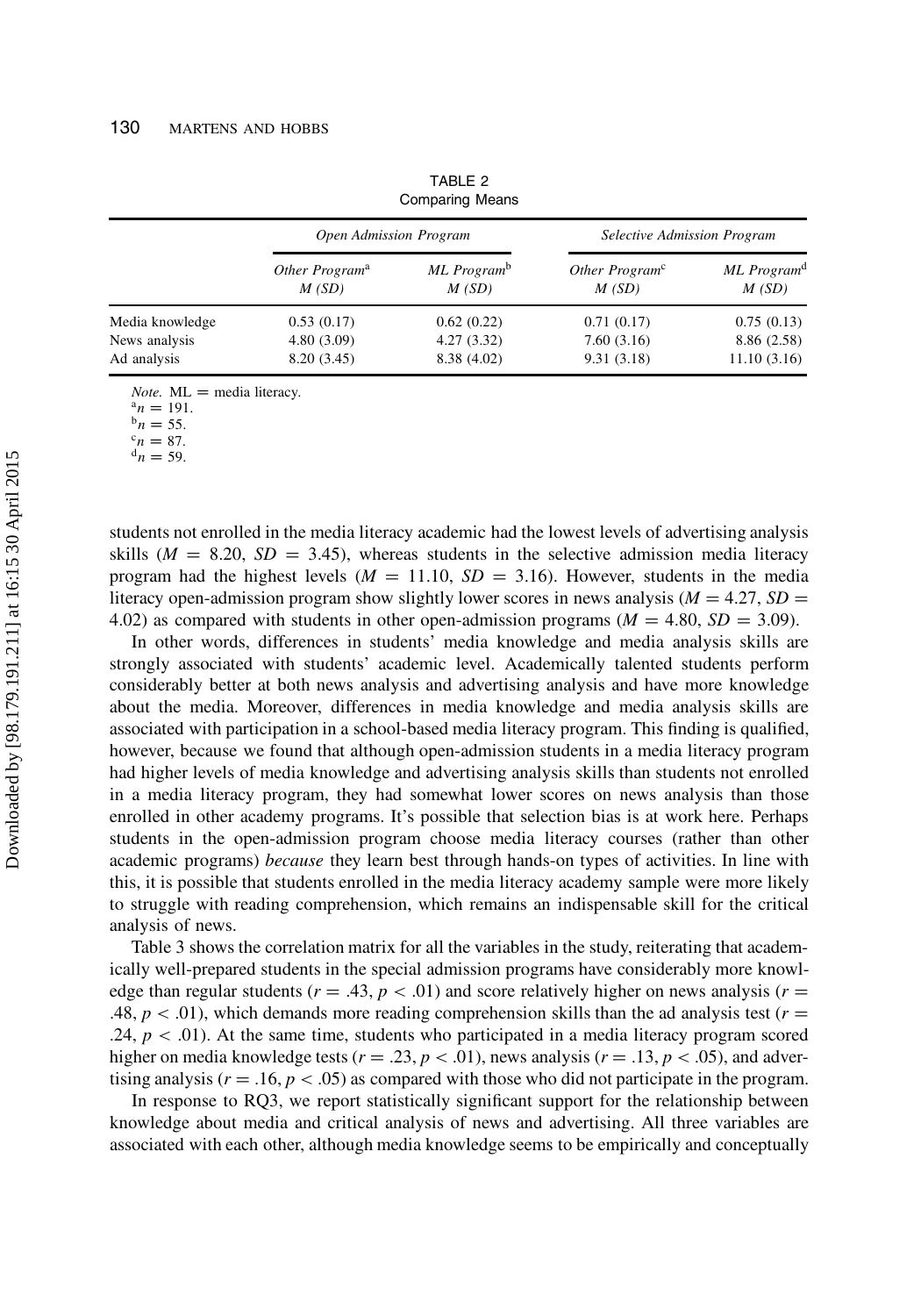TABLE 2
Comparing Means

| | Open Admission Program | | Selective Admission Program | |
|---|---|---|---|---|
| | *Other Program*[a] *M (SD)* | *ML Program*[b] *M (SD)* | *Other Program*[c] *M (SD)* | *ML Program*[d] *M (SD)* |
| Media knowledge | 0.53 (0.17) | 0.62 (0.22) | 0.71 (0.17) | 0.75 (0.13) |
| News analysis | 4.80 (3.09) | 4.27 (3.32) | 7.60 (3.16) | 8.86 (2.58) |
| Ad analysis | 8.20 (3.45) | 8.38 (4.02) | 9.31 (3.18) | 11.10 (3.16) |

*Note.* ML = media literacy.
[a]$n = 191$.
[b]$n = 55$.
[c]$n = 87$.
[d]$n = 59$.

students not enrolled in the media literacy academic had the lowest levels of advertising analysis skills ($M = 8.20$, $SD = 3.45$), whereas students in the selective admission media literacy program had the highest levels ($M = 11.10$, $SD = 3.16$). However, students in the media literacy open-admission program show slightly lower scores in news analysis ($M = 4.27$, $SD = 4.02$) as compared with students in other open-admission programs ($M = 4.80$, $SD = 3.09$).

In other words, differences in students' media knowledge and media analysis skills are strongly associated with students' academic level. Academically talented students perform considerably better at both news analysis and advertising analysis and have more knowledge about the media. Moreover, differences in media knowledge and media analysis skills are associated with participation in a school-based media literacy program. This finding is qualified, however, because we found that although open-admission students in a media literacy program had higher levels of media knowledge and advertising analysis skills than students not enrolled in a media literacy program, they had somewhat lower scores on news analysis than those enrolled in other academy programs. It's possible that selection bias is at work here. Perhaps students in the open-admission program choose media literacy courses (rather than other academic programs) *because* they learn best through hands-on types of activities. In line with this, it is possible that students enrolled in the media literacy academy sample were more likely to struggle with reading comprehension, which remains an indispensable skill for the critical analysis of news.

Table 3 shows the correlation matrix for all the variables in the study, reiterating that academically well-prepared students in the special admission programs have considerably more knowledge than regular students ($r = .43$, $p < .01$) and score relatively higher on news analysis ($r = .48$, $p < .01$), which demands more reading comprehension skills than the ad analysis test ($r = .24$, $p < .01$). At the same time, students who participated in a media literacy program scored higher on media knowledge tests ($r = .23$, $p < .01$), news analysis ($r = .13$, $p < .05$), and advertising analysis ($r = .16$, $p < .05$) as compared with those who did not participate in the program.

In response to RQ3, we report statistically significant support for the relationship between knowledge about media and critical analysis of news and advertising. All three variables are associated with each other, although media knowledge seems to be empirically and conceptually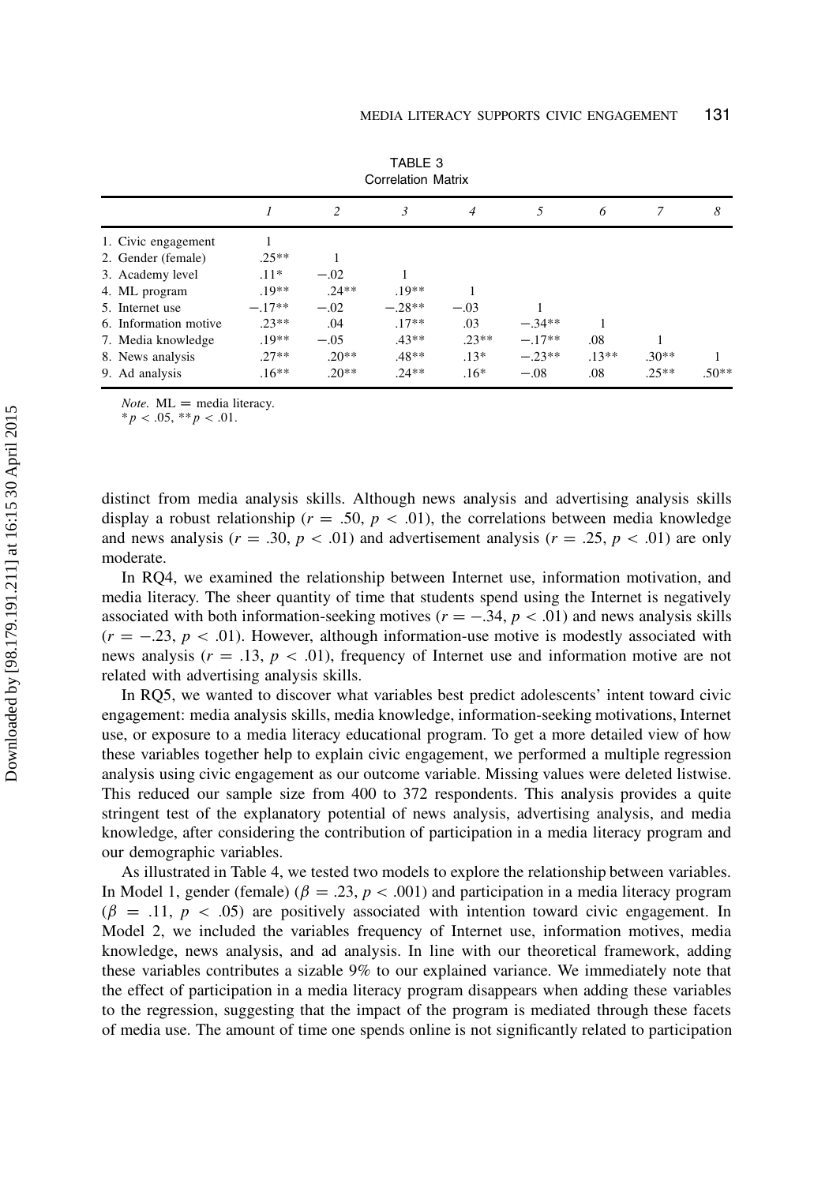TABLE 3
Correlation Matrix

| | *1* | *2* | *3* | *4* | *5* | *6* | *7* | *8* |
|---|---|---|---|---|---|---|---|---|
| 1. Civic engagement | 1 | | | | | | | |
| 2. Gender (female) | .25** | 1 | | | | | | |
| 3. Academy level | .11* | −.02 | 1 | | | | | |
| 4. ML program | .19** | .24** | .19** | 1 | | | | |
| 5. Internet use | −.17** | −.02 | −.28** | −.03 | 1 | | | |
| 6. Information motive | .23** | .04 | .17** | .03 | −.34** | 1 | | |
| 7. Media knowledge | .19** | −.05 | .43** | .23** | −.17** | .08 | 1 | |
| 8. News analysis | .27** | .20** | .48** | .13* | −.23** | .13** | .30** | 1 |
| 9. Ad analysis | .16** | .20** | .24** | .16* | −.08 | .08 | .25** | .50** |

*Note.* ML = media literacy.
$^{*}p < .05$, $^{**}p < .01$.

distinct from media analysis skills. Although news analysis and advertising analysis skills display a robust relationship ($r = .50$, $p < .01$), the correlations between media knowledge and news analysis ($r = .30$, $p < .01$) and advertisement analysis ($r = .25$, $p < .01$) are only moderate.

In RQ4, we examined the relationship between Internet use, information motivation, and media literacy. The sheer quantity of time that students spend using the Internet is negatively associated with both information-seeking motives ($r = -.34$, $p < .01$) and news analysis skills ($r = -.23$, $p < .01$). However, although information-use motive is modestly associated with news analysis ($r = .13$, $p < .01$), frequency of Internet use and information motive are not related with advertising analysis skills.

In RQ5, we wanted to discover what variables best predict adolescents' intent toward civic engagement: media analysis skills, media knowledge, information-seeking motivations, Internet use, or exposure to a media literacy educational program. To get a more detailed view of how these variables together help to explain civic engagement, we performed a multiple regression analysis using civic engagement as our outcome variable. Missing values were deleted listwise. This reduced our sample size from 400 to 372 respondents. This analysis provides a quite stringent test of the explanatory potential of news analysis, advertising analysis, and media knowledge, after considering the contribution of participation in a media literacy program and our demographic variables.

As illustrated in Table 4, we tested two models to explore the relationship between variables. In Model 1, gender (female) ($\beta = .23$, $p < .001$) and participation in a media literacy program ($\beta = .11$, $p < .05$) are positively associated with intention toward civic engagement. In Model 2, we included the variables frequency of Internet use, information motives, media knowledge, news analysis, and ad analysis. In line with our theoretical framework, adding these variables contributes a sizable 9% to our explained variance. We immediately note that the effect of participation in a media literacy program disappears when adding these variables to the regression, suggesting that the impact of the program is mediated through these facets of media use. The amount of time one spends online is not significantly related to participation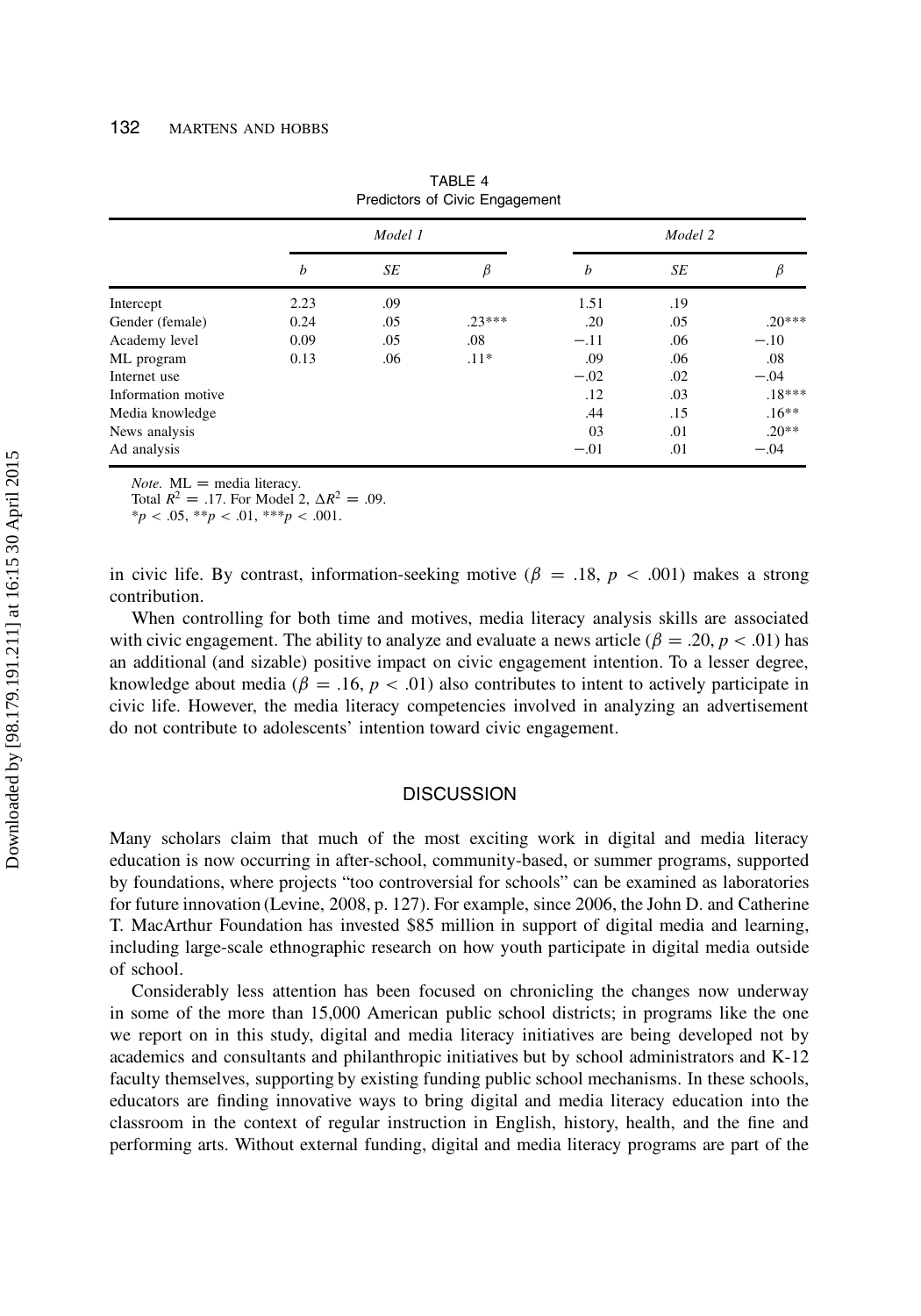TABLE 4
Predictors of Civic Engagement

| | Model 1 | | | Model 2 | | |
|---|---|---|---|---|---|---|
| | *b* | *SE* | *β* | *b* | *SE* | *β* |
| Intercept | 2.23 | .09 | | 1.51 | .19 | |
| Gender (female) | 0.24 | .05 | .23*** | .20 | .05 | .20*** |
| Academy level | 0.09 | .05 | .08 | −.11 | .06 | −.10 |
| ML program | 0.13 | .06 | .11* | .09 | .06 | .08 |
| Internet use | | | | −.02 | .02 | −.04 |
| Information motive | | | | .12 | .03 | .18*** |
| Media knowledge | | | | .44 | .15 | .16** |
| News analysis | | | | 03 | .01 | .20** |
| Ad analysis | | | | −.01 | .01 | −.04 |

*Note.* ML = media literacy.
Total $R^2 = .17$. For Model 2, $\Delta R^2 = .09$.
$^*p < .05$, $^{**}p < .01$, $^{***}p < .001$.

in civic life. By contrast, information-seeking motive ($\beta = .18$, $p < .001$) makes a strong contribution.

When controlling for both time and motives, media literacy analysis skills are associated with civic engagement. The ability to analyze and evaluate a news article ($\beta = .20$, $p < .01$) has an additional (and sizable) positive impact on civic engagement intention. To a lesser degree, knowledge about media ($\beta = .16$, $p < .01$) also contributes to intent to actively participate in civic life. However, the media literacy competencies involved in analyzing an advertisement do not contribute to adolescents' intention toward civic engagement.

## DISCUSSION

Many scholars claim that much of the most exciting work in digital and media literacy education is now occurring in after-school, community-based, or summer programs, supported by foundations, where projects "too controversial for schools" can be examined as laboratories for future innovation (Levine, 2008, p. 127). For example, since 2006, the John D. and Catherine T. MacArthur Foundation has invested \$85 million in support of digital media and learning, including large-scale ethnographic research on how youth participate in digital media outside of school.

Considerably less attention has been focused on chronicling the changes now underway in some of the more than 15,000 American public school districts; in programs like the one we report on in this study, digital and media literacy initiatives are being developed not by academics and consultants and philanthropic initiatives but by school administrators and K-12 faculty themselves, supporting by existing funding public school mechanisms. In these schools, educators are finding innovative ways to bring digital and media literacy education into the classroom in the context of regular instruction in English, history, health, and the fine and performing arts. Without external funding, digital and media literacy programs are part of the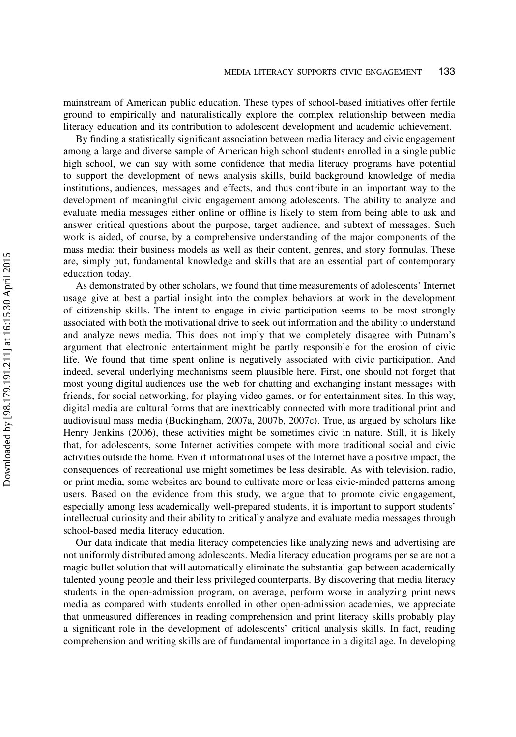mainstream of American public education. These types of school-based initiatives offer fertile ground to empirically and naturalistically explore the complex relationship between media literacy education and its contribution to adolescent development and academic achievement.

By finding a statistically significant association between media literacy and civic engagement among a large and diverse sample of American high school students enrolled in a single public high school, we can say with some confidence that media literacy programs have potential to support the development of news analysis skills, build background knowledge of media institutions, audiences, messages and effects, and thus contribute in an important way to the development of meaningful civic engagement among adolescents. The ability to analyze and evaluate media messages either online or offline is likely to stem from being able to ask and answer critical questions about the purpose, target audience, and subtext of messages. Such work is aided, of course, by a comprehensive understanding of the major components of the mass media: their business models as well as their content, genres, and story formulas. These are, simply put, fundamental knowledge and skills that are an essential part of contemporary education today.

As demonstrated by other scholars, we found that time measurements of adolescents' Internet usage give at best a partial insight into the complex behaviors at work in the development of citizenship skills. The intent to engage in civic participation seems to be most strongly associated with both the motivational drive to seek out information and the ability to understand and analyze news media. This does not imply that we completely disagree with Putnam's argument that electronic entertainment might be partly responsible for the erosion of civic life. We found that time spent online is negatively associated with civic participation. And indeed, several underlying mechanisms seem plausible here. First, one should not forget that most young digital audiences use the web for chatting and exchanging instant messages with friends, for social networking, for playing video games, or for entertainment sites. In this way, digital media are cultural forms that are inextricably connected with more traditional print and audiovisual mass media (Buckingham, 2007a, 2007b, 2007c). True, as argued by scholars like Henry Jenkins (2006), these activities might be sometimes civic in nature. Still, it is likely that, for adolescents, some Internet activities compete with more traditional social and civic activities outside the home. Even if informational uses of the Internet have a positive impact, the consequences of recreational use might sometimes be less desirable. As with television, radio, or print media, some websites are bound to cultivate more or less civic-minded patterns among users. Based on the evidence from this study, we argue that to promote civic engagement, especially among less academically well-prepared students, it is important to support students' intellectual curiosity and their ability to critically analyze and evaluate media messages through school-based media literacy education.

Our data indicate that media literacy competencies like analyzing news and advertising are not uniformly distributed among adolescents. Media literacy education programs per se are not a magic bullet solution that will automatically eliminate the substantial gap between academically talented young people and their less privileged counterparts. By discovering that media literacy students in the open-admission program, on average, perform worse in analyzing print news media as compared with students enrolled in other open-admission academies, we appreciate that unmeasured differences in reading comprehension and print literacy skills probably play a significant role in the development of adolescents' critical analysis skills. In fact, reading comprehension and writing skills are of fundamental importance in a digital age. In developing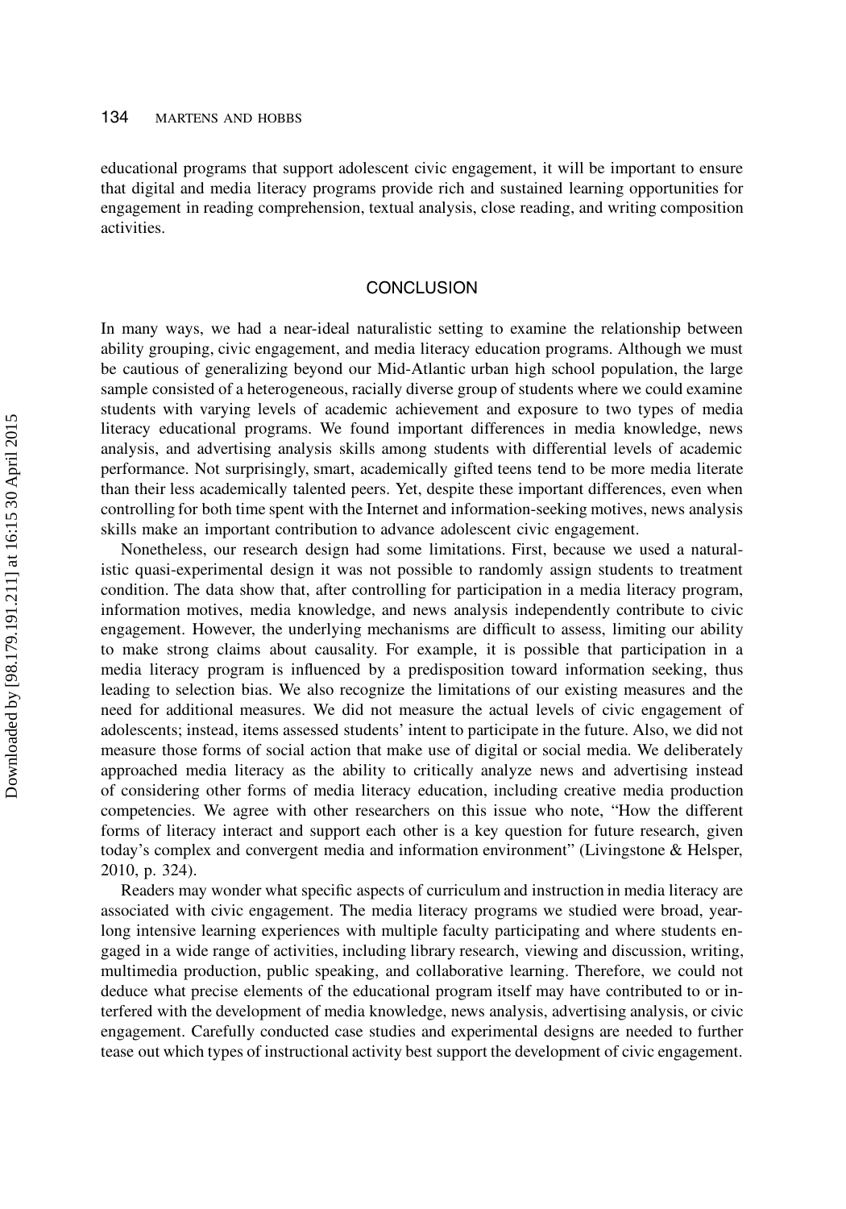educational programs that support adolescent civic engagement, it will be important to ensure that digital and media literacy programs provide rich and sustained learning opportunities for engagement in reading comprehension, textual analysis, close reading, and writing composition activities.

## CONCLUSION

In many ways, we had a near-ideal naturalistic setting to examine the relationship between ability grouping, civic engagement, and media literacy education programs. Although we must be cautious of generalizing beyond our Mid-Atlantic urban high school population, the large sample consisted of a heterogeneous, racially diverse group of students where we could examine students with varying levels of academic achievement and exposure to two types of media literacy educational programs. We found important differences in media knowledge, news analysis, and advertising analysis skills among students with differential levels of academic performance. Not surprisingly, smart, academically gifted teens tend to be more media literate than their less academically talented peers. Yet, despite these important differences, even when controlling for both time spent with the Internet and information-seeking motives, news analysis skills make an important contribution to advance adolescent civic engagement.

Nonetheless, our research design had some limitations. First, because we used a naturalistic quasi-experimental design it was not possible to randomly assign students to treatment condition. The data show that, after controlling for participation in a media literacy program, information motives, media knowledge, and news analysis independently contribute to civic engagement. However, the underlying mechanisms are difficult to assess, limiting our ability to make strong claims about causality. For example, it is possible that participation in a media literacy program is influenced by a predisposition toward information seeking, thus leading to selection bias. We also recognize the limitations of our existing measures and the need for additional measures. We did not measure the actual levels of civic engagement of adolescents; instead, items assessed students' intent to participate in the future. Also, we did not measure those forms of social action that make use of digital or social media. We deliberately approached media literacy as the ability to critically analyze news and advertising instead of considering other forms of media literacy education, including creative media production competencies. We agree with other researchers on this issue who note, "How the different forms of literacy interact and support each other is a key question for future research, given today's complex and convergent media and information environment" (Livingstone & Helsper, 2010, p. 324).

Readers may wonder what specific aspects of curriculum and instruction in media literacy are associated with civic engagement. The media literacy programs we studied were broad, yearlong intensive learning experiences with multiple faculty participating and where students engaged in a wide range of activities, including library research, viewing and discussion, writing, multimedia production, public speaking, and collaborative learning. Therefore, we could not deduce what precise elements of the educational program itself may have contributed to or interfered with the development of media knowledge, news analysis, advertising analysis, or civic engagement. Carefully conducted case studies and experimental designs are needed to further tease out which types of instructional activity best support the development of civic engagement.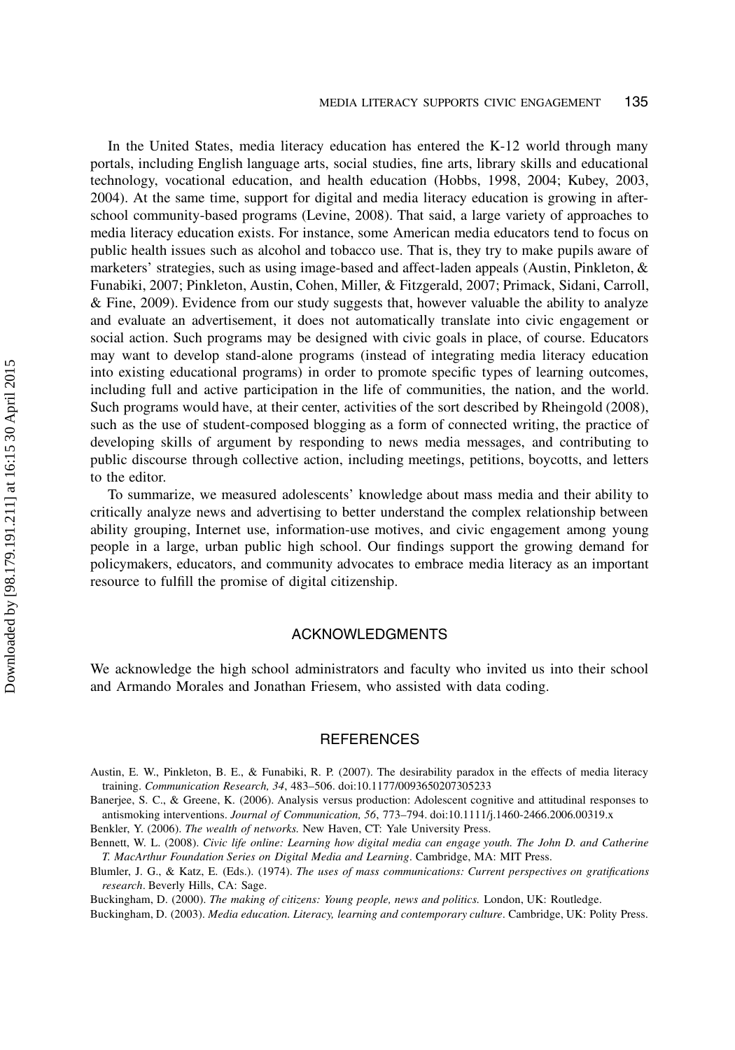In the United States, media literacy education has entered the K-12 world through many portals, including English language arts, social studies, fine arts, library skills and educational technology, vocational education, and health education (Hobbs, 1998, 2004; Kubey, 2003, 2004). At the same time, support for digital and media literacy education is growing in after-school community-based programs (Levine, 2008). That said, a large variety of approaches to media literacy education exists. For instance, some American media educators tend to focus on public health issues such as alcohol and tobacco use. That is, they try to make pupils aware of marketers' strategies, such as using image-based and affect-laden appeals (Austin, Pinkleton, & Funabiki, 2007; Pinkleton, Austin, Cohen, Miller, & Fitzgerald, 2007; Primack, Sidani, Carroll, & Fine, 2009). Evidence from our study suggests that, however valuable the ability to analyze and evaluate an advertisement, it does not automatically translate into civic engagement or social action. Such programs may be designed with civic goals in place, of course. Educators may want to develop stand-alone programs (instead of integrating media literacy education into existing educational programs) in order to promote specific types of learning outcomes, including full and active participation in the life of communities, the nation, and the world. Such programs would have, at their center, activities of the sort described by Rheingold (2008), such as the use of student-composed blogging as a form of connected writing, the practice of developing skills of argument by responding to news media messages, and contributing to public discourse through collective action, including meetings, petitions, boycotts, and letters to the editor.

To summarize, we measured adolescents' knowledge about mass media and their ability to critically analyze news and advertising to better understand the complex relationship between ability grouping, Internet use, information-use motives, and civic engagement among young people in a large, urban public high school. Our findings support the growing demand for policymakers, educators, and community advocates to embrace media literacy as an important resource to fulfill the promise of digital citizenship.

## ACKNOWLEDGMENTS

We acknowledge the high school administrators and faculty who invited us into their school and Armando Morales and Jonathan Friesem, who assisted with data coding.

## REFERENCES

Austin, E. W., Pinkleton, B. E., & Funabiki, R. P. (2007). The desirability paradox in the effects of media literacy training. *Communication Research, 34*, 483–506. doi:10.1177/0093650207305233

Banerjee, S. C., & Greene, K. (2006). Analysis versus production: Adolescent cognitive and attitudinal responses to antismoking interventions. *Journal of Communication, 56*, 773–794. doi:10.1111/j.1460-2466.2006.00319.x

Benkler, Y. (2006). *The wealth of networks.* New Haven, CT: Yale University Press.

Bennett, W. L. (2008). *Civic life online: Learning how digital media can engage youth. The John D. and Catherine T. MacArthur Foundation Series on Digital Media and Learning*. Cambridge, MA: MIT Press.

Blumler, J. G., & Katz, E. (Eds.). (1974). *The uses of mass communications: Current perspectives on gratifications research*. Beverly Hills, CA: Sage.

Buckingham, D. (2000). *The making of citizens: Young people, news and politics.* London, UK: Routledge.

Buckingham, D. (2003). *Media education. Literacy, learning and contemporary culture*. Cambridge, UK: Polity Press.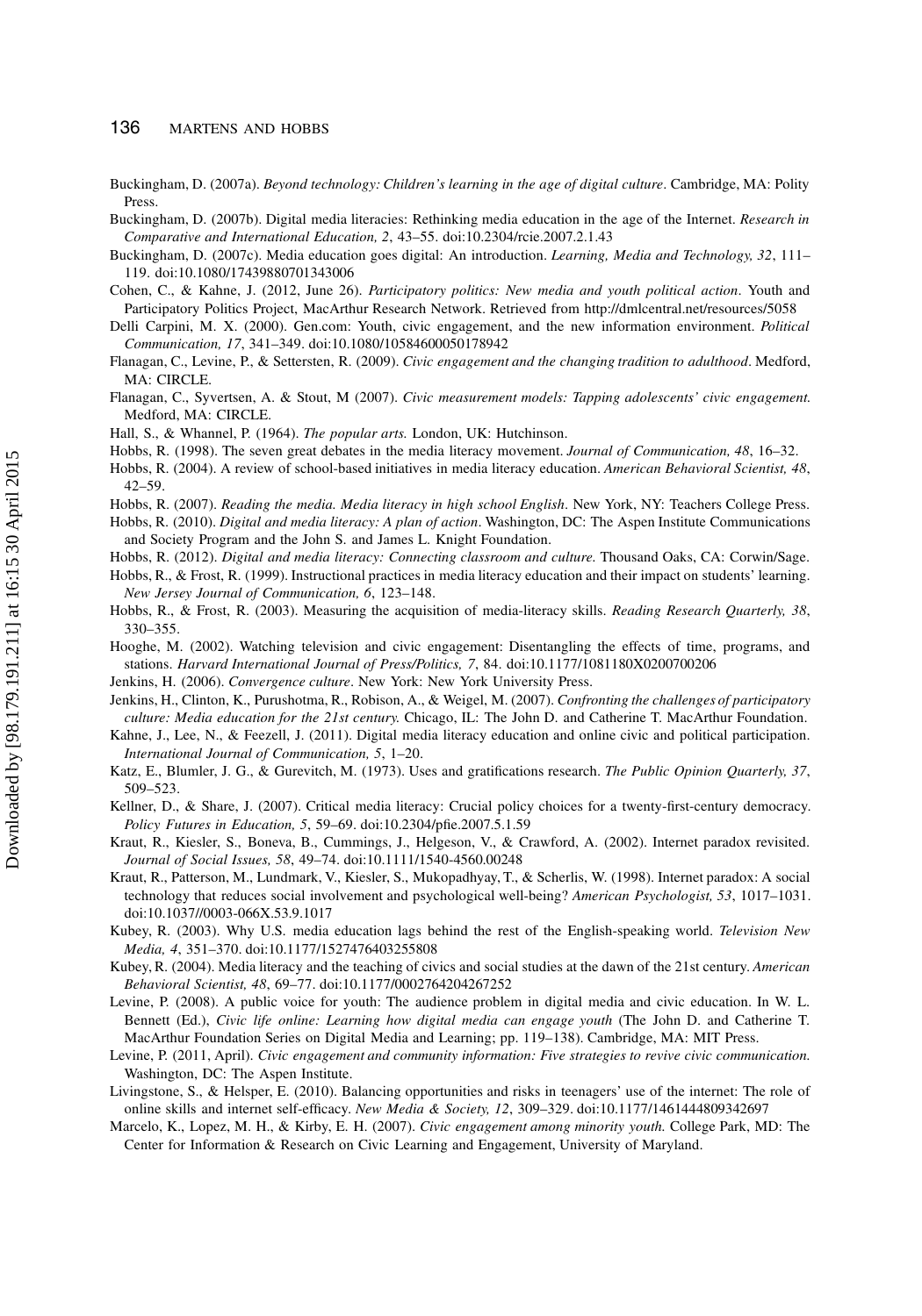Buckingham, D. (2007a). *Beyond technology: Children's learning in the age of digital culture*. Cambridge, MA: Polity Press.

Buckingham, D. (2007b). Digital media literacies: Rethinking media education in the age of the Internet. *Research in Comparative and International Education, 2*, 43–55. doi:10.2304/rcie.2007.2.1.43

Buckingham, D. (2007c). Media education goes digital: An introduction. *Learning, Media and Technology, 32*, 111–119. doi:10.1080/17439880701343006

Cohen, C., & Kahne, J. (2012, June 26). *Participatory politics: New media and youth political action*. Youth and Participatory Politics Project, MacArthur Research Network. Retrieved from http://dmlcentral.net/resources/5058

Delli Carpini, M. X. (2000). Gen.com: Youth, civic engagement, and the new information environment. *Political Communication, 17*, 341–349. doi:10.1080/10584600050178942

Flanagan, C., Levine, P., & Settersten, R. (2009). *Civic engagement and the changing tradition to adulthood*. Medford, MA: CIRCLE.

Flanagan, C., Syvertsen, A. & Stout, M (2007). *Civic measurement models: Tapping adolescents' civic engagement.* Medford, MA: CIRCLE.

Hall, S., & Whannel, P. (1964). *The popular arts.* London, UK: Hutchinson.

Hobbs, R. (1998). The seven great debates in the media literacy movement. *Journal of Communication, 48*, 16–32.

Hobbs, R. (2004). A review of school-based initiatives in media literacy education. *American Behavioral Scientist, 48*, 42–59.

Hobbs, R. (2007). *Reading the media. Media literacy in high school English*. New York, NY: Teachers College Press.

Hobbs, R. (2010). *Digital and media literacy: A plan of action*. Washington, DC: The Aspen Institute Communications and Society Program and the John S. and James L. Knight Foundation.

Hobbs, R. (2012). *Digital and media literacy: Connecting classroom and culture.* Thousand Oaks, CA: Corwin/Sage.

Hobbs, R., & Frost, R. (1999). Instructional practices in media literacy education and their impact on students' learning. *New Jersey Journal of Communication, 6*, 123–148.

Hobbs, R., & Frost, R. (2003). Measuring the acquisition of media-literacy skills. *Reading Research Quarterly, 38*, 330–355.

Hooghe, M. (2002). Watching television and civic engagement: Disentangling the effects of time, programs, and stations. *Harvard International Journal of Press/Politics, 7*, 84. doi:10.1177/1081180X0200700206

Jenkins, H. (2006). *Convergence culture*. New York: New York University Press.

Jenkins, H., Clinton, K., Purushotma, R., Robison, A., & Weigel, M. (2007). *Confronting the challenges of participatory culture: Media education for the 21st century.* Chicago, IL: The John D. and Catherine T. MacArthur Foundation.

Kahne, J., Lee, N., & Feezell, J. (2011). Digital media literacy education and online civic and political participation. *International Journal of Communication, 5*, 1–20.

Katz, E., Blumler, J. G., & Gurevitch, M. (1973). Uses and gratifications research. *The Public Opinion Quarterly, 37*, 509–523.

Kellner, D., & Share, J. (2007). Critical media literacy: Crucial policy choices for a twenty-first-century democracy. *Policy Futures in Education, 5*, 59–69. doi:10.2304/pfie.2007.5.1.59

Kraut, R., Kiesler, S., Boneva, B., Cummings, J., Helgeson, V., & Crawford, A. (2002). Internet paradox revisited. *Journal of Social Issues, 58*, 49–74. doi:10.1111/1540-4560.00248

Kraut, R., Patterson, M., Lundmark, V., Kiesler, S., Mukopadhyay, T., & Scherlis, W. (1998). Internet paradox: A social technology that reduces social involvement and psychological well-being? *American Psychologist, 53*, 1017–1031. doi:10.1037//0003-066X.53.9.1017

Kubey, R. (2003). Why U.S. media education lags behind the rest of the English-speaking world. *Television New Media, 4*, 351–370. doi:10.1177/1527476403255808

Kubey, R. (2004). Media literacy and the teaching of civics and social studies at the dawn of the 21st century. *American Behavioral Scientist, 48*, 69–77. doi:10.1177/0002764204267252

Levine, P. (2008). A public voice for youth: The audience problem in digital media and civic education. In W. L. Bennett (Ed.), *Civic life online: Learning how digital media can engage youth* (The John D. and Catherine T. MacArthur Foundation Series on Digital Media and Learning; pp. 119–138). Cambridge, MA: MIT Press.

Levine, P. (2011, April). *Civic engagement and community information: Five strategies to revive civic communication.* Washington, DC: The Aspen Institute.

Livingstone, S., & Helsper, E. (2010). Balancing opportunities and risks in teenagers' use of the internet: The role of online skills and internet self-efficacy. *New Media & Society, 12*, 309–329. doi:10.1177/1461444809342697

Marcelo, K., Lopez, M. H., & Kirby, E. H. (2007). *Civic engagement among minority youth.* College Park, MD: The Center for Information & Research on Civic Learning and Engagement, University of Maryland.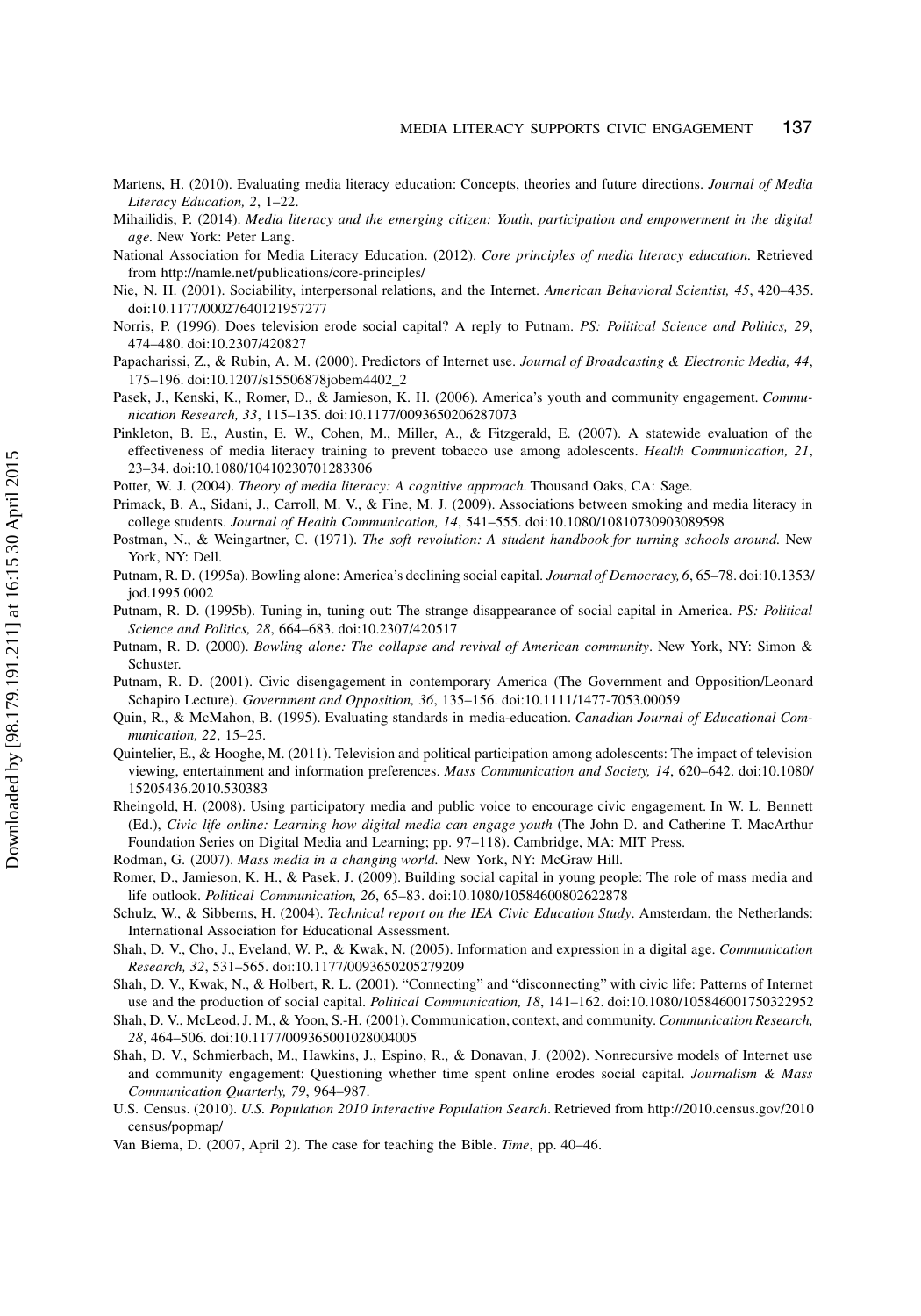Martens, H. (2010). Evaluating media literacy education: Concepts, theories and future directions. *Journal of Media Literacy Education, 2*, 1–22.

Mihailidis, P. (2014). *Media literacy and the emerging citizen: Youth, participation and empowerment in the digital age.* New York: Peter Lang.

National Association for Media Literacy Education. (2012). *Core principles of media literacy education.* Retrieved from http://namle.net/publications/core-principles/

Nie, N. H. (2001). Sociability, interpersonal relations, and the Internet. *American Behavioral Scientist, 45*, 420–435. doi:10.1177/00027640121957277

Norris, P. (1996). Does television erode social capital? A reply to Putnam. *PS: Political Science and Politics, 29*, 474–480. doi:10.2307/420827

Papacharissi, Z., & Rubin, A. M. (2000). Predictors of Internet use. *Journal of Broadcasting & Electronic Media, 44*, 175–196. doi:10.1207/s15506878jobem4402_2

Pasek, J., Kenski, K., Romer, D., & Jamieson, K. H. (2006). America's youth and community engagement. *Communication Research, 33*, 115–135. doi:10.1177/0093650206287073

Pinkleton, B. E., Austin, E. W., Cohen, M., Miller, A., & Fitzgerald, E. (2007). A statewide evaluation of the effectiveness of media literacy training to prevent tobacco use among adolescents. *Health Communication, 21*, 23–34. doi:10.1080/10410230701283306

Potter, W. J. (2004). *Theory of media literacy: A cognitive approach.* Thousand Oaks, CA: Sage.

Primack, B. A., Sidani, J., Carroll, M. V., & Fine, M. J. (2009). Associations between smoking and media literacy in college students. *Journal of Health Communication, 14*, 541–555. doi:10.1080/10810730903089598

Postman, N., & Weingartner, C. (1971). *The soft revolution: A student handbook for turning schools around.* New York, NY: Dell.

Putnam, R. D. (1995a). Bowling alone: America's declining social capital. *Journal of Democracy, 6*, 65–78. doi:10.1353/jod.1995.0002

Putnam, R. D. (1995b). Tuning in, tuning out: The strange disappearance of social capital in America. *PS: Political Science and Politics, 28*, 664–683. doi:10.2307/420517

Putnam, R. D. (2000). *Bowling alone: The collapse and revival of American community*. New York, NY: Simon & Schuster.

Putnam, R. D. (2001). Civic disengagement in contemporary America (The Government and Opposition/Leonard Schapiro Lecture). *Government and Opposition, 36*, 135–156. doi:10.1111/1477-7053.00059

Quin, R., & McMahon, B. (1995). Evaluating standards in media-education. *Canadian Journal of Educational Communication, 22*, 15–25.

Quintelier, E., & Hooghe, M. (2011). Television and political participation among adolescents: The impact of television viewing, entertainment and information preferences. *Mass Communication and Society, 14*, 620–642. doi:10.1080/15205436.2010.530383

Rheingold, H. (2008). Using participatory media and public voice to encourage civic engagement. In W. L. Bennett (Ed.), *Civic life online: Learning how digital media can engage youth* (The John D. and Catherine T. MacArthur Foundation Series on Digital Media and Learning; pp. 97–118). Cambridge, MA: MIT Press.

Rodman, G. (2007). *Mass media in a changing world.* New York, NY: McGraw Hill.

Romer, D., Jamieson, K. H., & Pasek, J. (2009). Building social capital in young people: The role of mass media and life outlook. *Political Communication, 26*, 65–83. doi:10.1080/10584600802622878

Schulz, W., & Sibberns, H. (2004). *Technical report on the IEA Civic Education Study*. Amsterdam, the Netherlands: International Association for Educational Assessment.

Shah, D. V., Cho, J., Eveland, W. P., & Kwak, N. (2005). Information and expression in a digital age. *Communication Research, 32*, 531–565. doi:10.1177/0093650205279209

Shah, D. V., Kwak, N., & Holbert, R. L. (2001). "Connecting" and "disconnecting" with civic life: Patterns of Internet use and the production of social capital. *Political Communication, 18*, 141–162. doi:10.1080/105846001750322952

Shah, D. V., McLeod, J. M., & Yoon, S.-H. (2001). Communication, context, and community. *Communication Research, 28*, 464–506. doi:10.1177/009365001028004005

Shah, D. V., Schmierbach, M., Hawkins, J., Espino, R., & Donavan, J. (2002). Nonrecursive models of Internet use and community engagement: Questioning whether time spent online erodes social capital. *Journalism & Mass Communication Quarterly, 79*, 964–987.

U.S. Census. (2010). *U.S. Population 2010 Interactive Population Search*. Retrieved from http://2010.census.gov/2010census/popmap/

Van Biema, D. (2007, April 2). The case for teaching the Bible. *Time*, pp. 40–46.